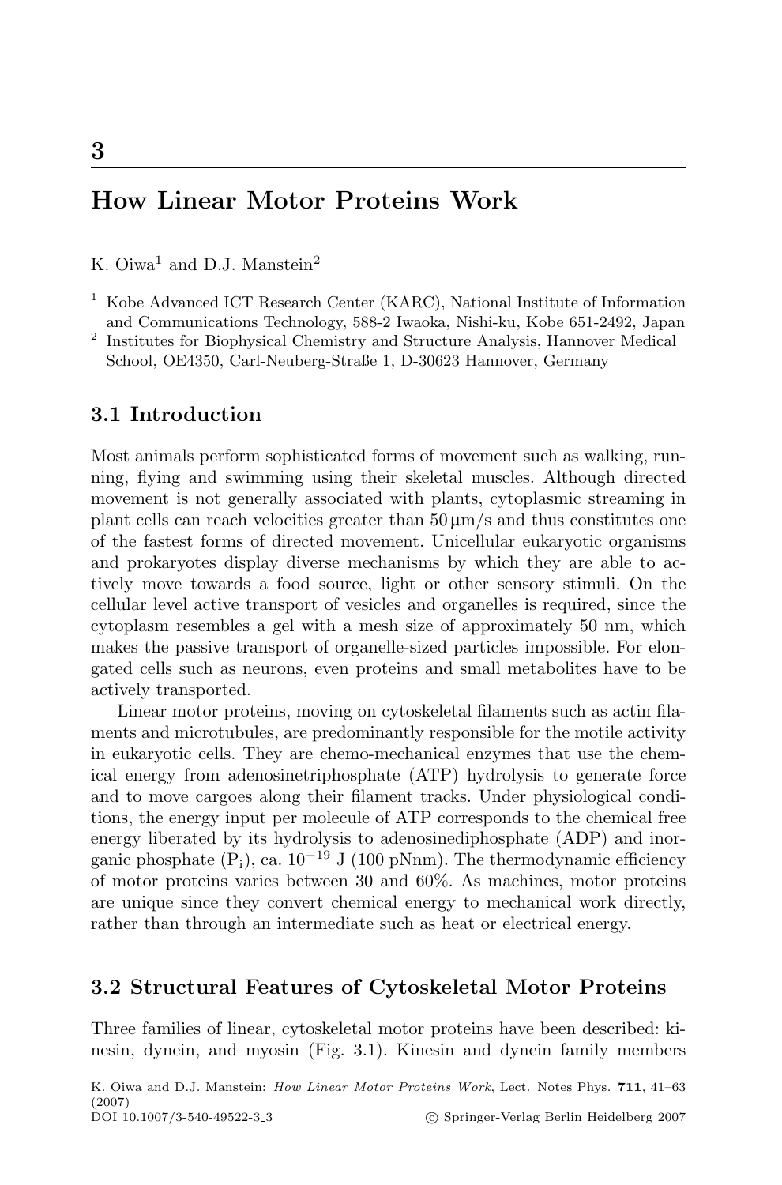# 3

# How Linear Motor Proteins Work

K. Oiwa[1] and D.J. Manstein[2]

[1] Kobe Advanced ICT Research Center (KARC), National Institute of Information and Communications Technology, 588-2 Iwaoka, Nishi-ku, Kobe 651-2492, Japan

[2] Institutes for Biophysical Chemistry and Structure Analysis, Hannover Medical School, OE4350, Carl-Neuberg-Straße 1, D-30623 Hannover, Germany

## 3.1 Introduction

Most animals perform sophisticated forms of movement such as walking, running, flying and swimming using their skeletal muscles. Although directed movement is not generally associated with plants, cytoplasmic streaming in plant cells can reach velocities greater than 50 μm/s and thus constitutes one of the fastest forms of directed movement. Unicellular eukaryotic organisms and prokaryotes display diverse mechanisms by which they are able to actively move towards a food source, light or other sensory stimuli. On the cellular level active transport of vesicles and organelles is required, since the cytoplasm resembles a gel with a mesh size of approximately 50 nm, which makes the passive transport of organelle-sized particles impossible. For elongated cells such as neurons, even proteins and small metabolites have to be actively transported.

Linear motor proteins, moving on cytoskeletal filaments such as actin filaments and microtubules, are predominantly responsible for the motile activity in eukaryotic cells. They are chemo-mechanical enzymes that use the chemical energy from adenosinetriphosphate (ATP) hydrolysis to generate force and to move cargoes along their filament tracks. Under physiological conditions, the energy input per molecule of ATP corresponds to the chemical free energy liberated by its hydrolysis to adenosinediphosphate (ADP) and inorganic phosphate ($P_i$), ca. $10^{-19}$ J (100 pNnm). The thermodynamic efficiency of motor proteins varies between 30 and 60%. As machines, motor proteins are unique since they convert chemical energy to mechanical work directly, rather than through an intermediate such as heat or electrical energy.

## 3.2 Structural Features of Cytoskeletal Motor Proteins

Three families of linear, cytoskeletal motor proteins have been described: kinesin, dynein, and myosin (Fig. 3.1). Kinesin and dynein family members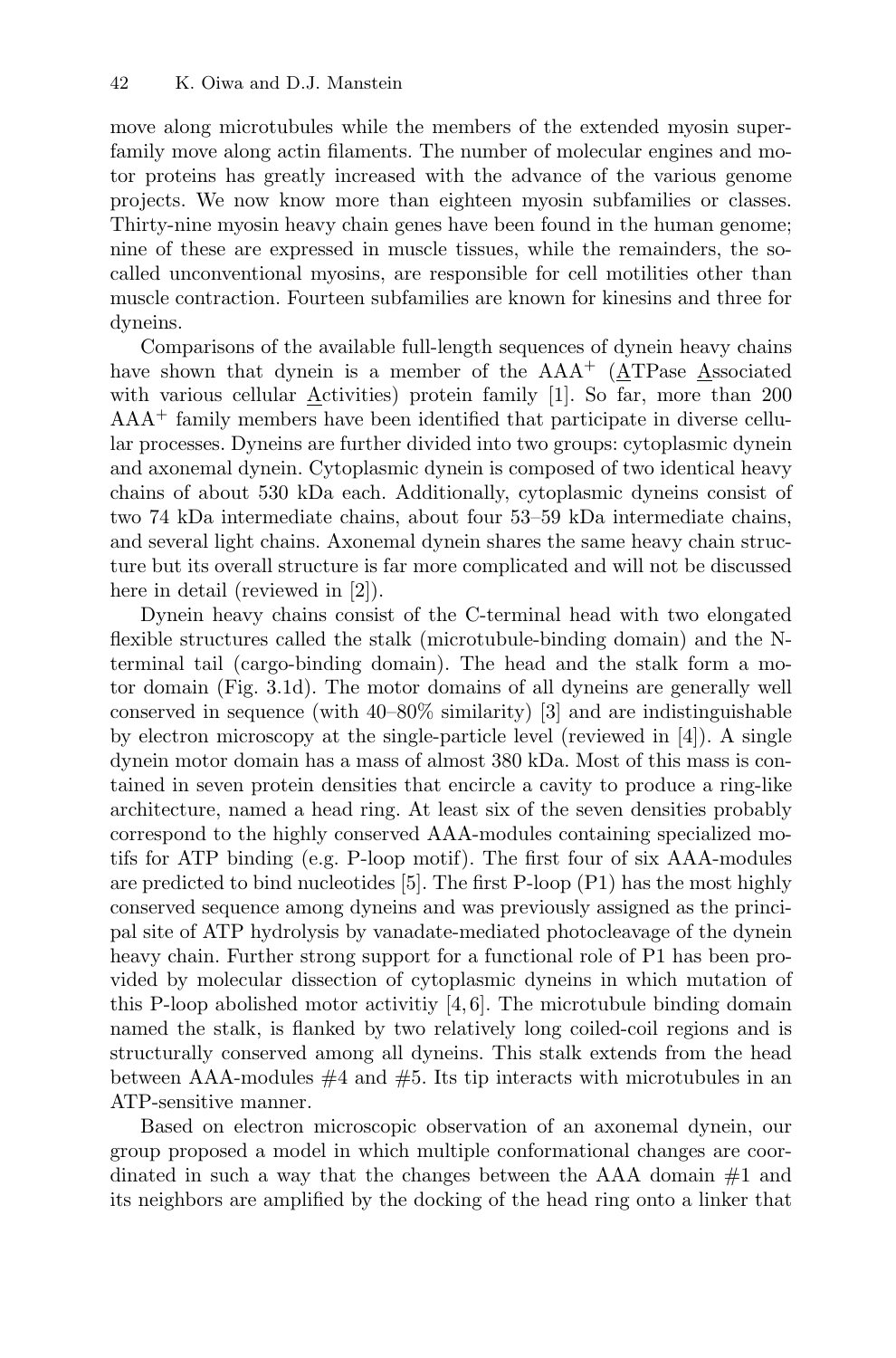move along microtubules while the members of the extended myosin superfamily move along actin filaments. The number of molecular engines and motor proteins has greatly increased with the advance of the various genome projects. We now know more than eighteen myosin subfamilies or classes. Thirty-nine myosin heavy chain genes have been found in the human genome; nine of these are expressed in muscle tissues, while the remainders, the so-called unconventional myosins, are responsible for cell motilities other than muscle contraction. Fourteen subfamilies are known for kinesins and three for dyneins.

Comparisons of the available full-length sequences of dynein heavy chains have shown that dynein is a member of the AAA$^+$ (ATPase Associated with various cellular Activities) protein family [1]. So far, more than 200 AAA$^+$ family members have been identified that participate in diverse cellular processes. Dyneins are further divided into two groups: cytoplasmic dynein and axonemal dynein. Cytoplasmic dynein is composed of two identical heavy chains of about 530 kDa each. Additionally, cytoplasmic dyneins consist of two 74 kDa intermediate chains, about four 53–59 kDa intermediate chains, and several light chains. Axonemal dynein shares the same heavy chain structure but its overall structure is far more complicated and will not be discussed here in detail (reviewed in [2]).

Dynein heavy chains consist of the C-terminal head with two elongated flexible structures called the stalk (microtubule-binding domain) and the N-terminal tail (cargo-binding domain). The head and the stalk form a motor domain (Fig. 3.1d). The motor domains of all dyneins are generally well conserved in sequence (with 40–80% similarity) [3] and are indistinguishable by electron microscopy at the single-particle level (reviewed in [4]). A single dynein motor domain has a mass of almost 380 kDa. Most of this mass is contained in seven protein densities that encircle a cavity to produce a ring-like architecture, named a head ring. At least six of the seven densities probably correspond to the highly conserved AAA-modules containing specialized motifs for ATP binding (e.g. P-loop motif). The first four of six AAA-modules are predicted to bind nucleotides [5]. The first P-loop (P1) has the most highly conserved sequence among dyneins and was previously assigned as the principal site of ATP hydrolysis by vanadate-mediated photocleavage of the dynein heavy chain. Further strong support for a functional role of P1 has been provided by molecular dissection of cytoplasmic dyneins in which mutation of this P-loop abolished motor activitiy [4, 6]. The microtubule binding domain named the stalk, is flanked by two relatively long coiled-coil regions and is structurally conserved among all dyneins. This stalk extends from the head between AAA-modules #4 and #5. Its tip interacts with microtubules in an ATP-sensitive manner.

Based on electron microscopic observation of an axonemal dynein, our group proposed a model in which multiple conformational changes are coordinated in such a way that the changes between the AAA domain #1 and its neighbors are amplified by the docking of the head ring onto a linker that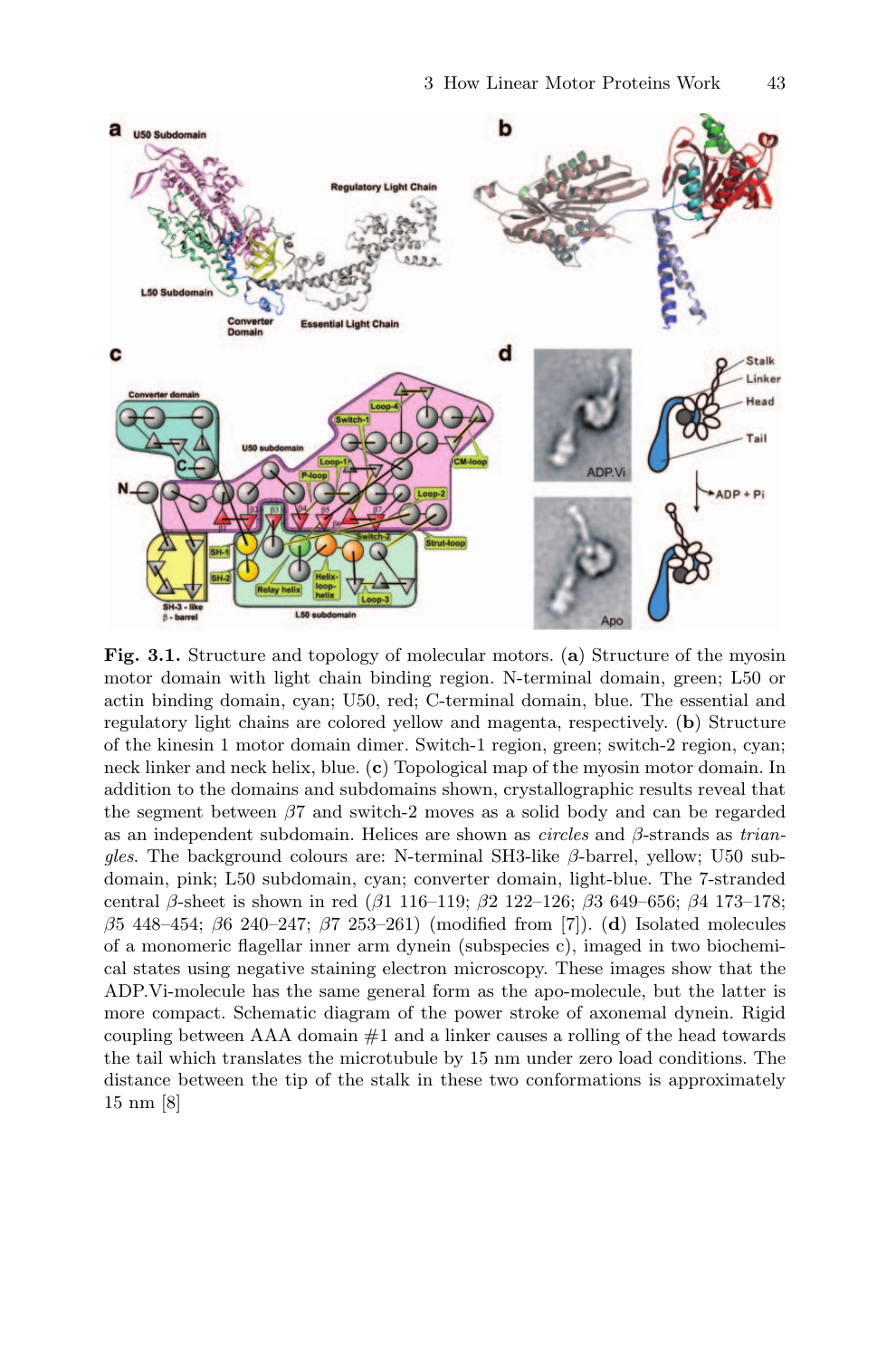**Fig. 3.1.** Structure and topology of molecular motors. (**a**) Structure of the myosin motor domain with light chain binding region. N-terminal domain, green; L50 or actin binding domain, cyan; U50, red; C-terminal domain, blue. The essential and regulatory light chains are colored yellow and magenta, respectively. (**b**) Structure of the kinesin 1 motor domain dimer. Switch-1 region, green; switch-2 region, cyan; neck linker and neck helix, blue. (**c**) Topological map of the myosin motor domain. In addition to the domains and subdomains shown, crystallographic results reveal that the segment between $\beta 7$ and switch-2 moves as a solid body and can be regarded as an independent subdomain. Helices are shown as *circles* and $\beta$-strands as *triangles*. The background colours are: N-terminal SH3-like $\beta$-barrel, yellow; U50 subdomain, pink; L50 subdomain, cyan; converter domain, light-blue. The 7-stranded central $\beta$-sheet is shown in red ($\beta 1$ 116–119; $\beta 2$ 122–126; $\beta 3$ 649–656; $\beta 4$ 173–178; $\beta 5$ 448–454; $\beta 6$ 240–247; $\beta 7$ 253–261) (modified from [7]). (**d**) Isolated molecules of a monomeric flagellar inner arm dynein (subspecies c), imaged in two biochemical states using negative staining electron microscopy. These images show that the ADP.Vi-molecule has the same general form as the apo-molecule, but the latter is more compact. Schematic diagram of the power stroke of axonemal dynein. Rigid coupling between AAA domain #1 and a linker causes a rolling of the head towards the tail which translates the microtubule by 15 nm under zero load conditions. The distance between the tip of the stalk in these two conformations is approximately 15 nm [8]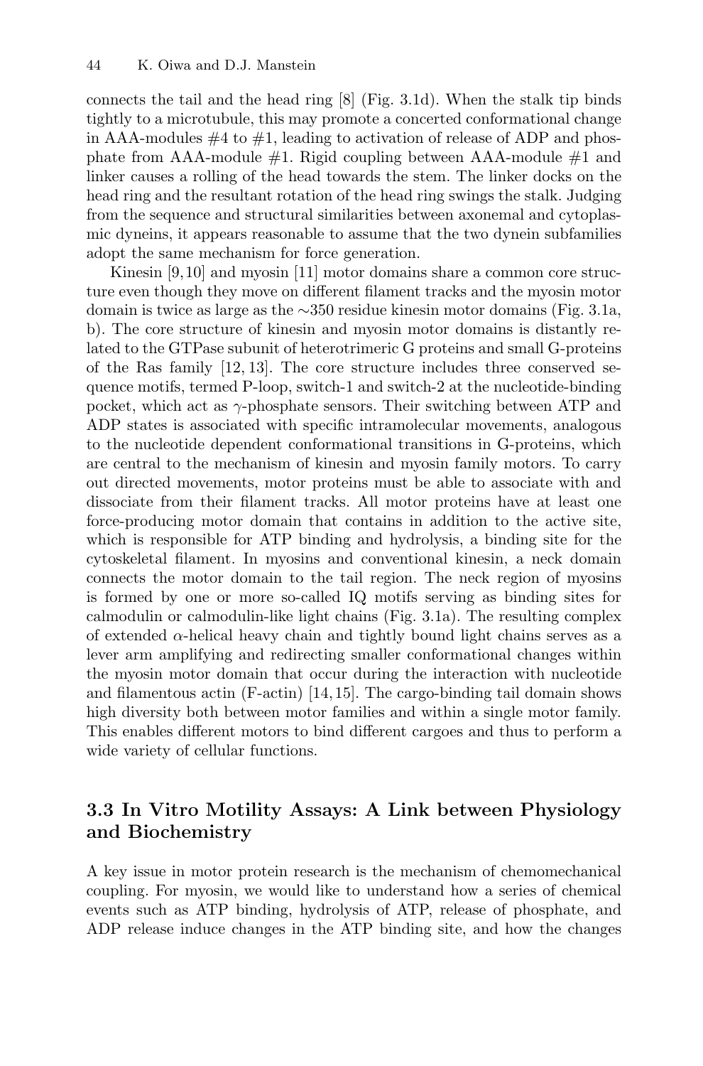connects the tail and the head ring [8] (Fig. 3.1d). When the stalk tip binds tightly to a microtubule, this may promote a concerted conformational change in AAA-modules #4 to #1, leading to activation of release of ADP and phosphate from AAA-module #1. Rigid coupling between AAA-module #1 and linker causes a rolling of the head towards the stem. The linker docks on the head ring and the resultant rotation of the head ring swings the stalk. Judging from the sequence and structural similarities between axonemal and cytoplasmic dyneins, it appears reasonable to assume that the two dynein subfamilies adopt the same mechanism for force generation.

Kinesin [9,10] and myosin [11] motor domains share a common core structure even though they move on different filament tracks and the myosin motor domain is twice as large as the ∼350 residue kinesin motor domains (Fig. 3.1a, b). The core structure of kinesin and myosin motor domains is distantly related to the GTPase subunit of heterotrimeric G proteins and small G-proteins of the Ras family [12,13]. The core structure includes three conserved sequence motifs, termed P-loop, switch-1 and switch-2 at the nucleotide-binding pocket, which act as $\gamma$-phosphate sensors. Their switching between ATP and ADP states is associated with specific intramolecular movements, analogous to the nucleotide dependent conformational transitions in G-proteins, which are central to the mechanism of kinesin and myosin family motors. To carry out directed movements, motor proteins must be able to associate with and dissociate from their filament tracks. All motor proteins have at least one force-producing motor domain that contains in addition to the active site, which is responsible for ATP binding and hydrolysis, a binding site for the cytoskeletal filament. In myosins and conventional kinesin, a neck domain connects the motor domain to the tail region. The neck region of myosins is formed by one or more so-called IQ motifs serving as binding sites for calmodulin or calmodulin-like light chains (Fig. 3.1a). The resulting complex of extended $\alpha$-helical heavy chain and tightly bound light chains serves as a lever arm amplifying and redirecting smaller conformational changes within the myosin motor domain that occur during the interaction with nucleotide and filamentous actin (F-actin) [14,15]. The cargo-binding tail domain shows high diversity both between motor families and within a single motor family. This enables different motors to bind different cargoes and thus to perform a wide variety of cellular functions.

## 3.3 In Vitro Motility Assays: A Link between Physiology and Biochemistry

A key issue in motor protein research is the mechanism of chemomechanical coupling. For myosin, we would like to understand how a series of chemical events such as ATP binding, hydrolysis of ATP, release of phosphate, and ADP release induce changes in the ATP binding site, and how the changes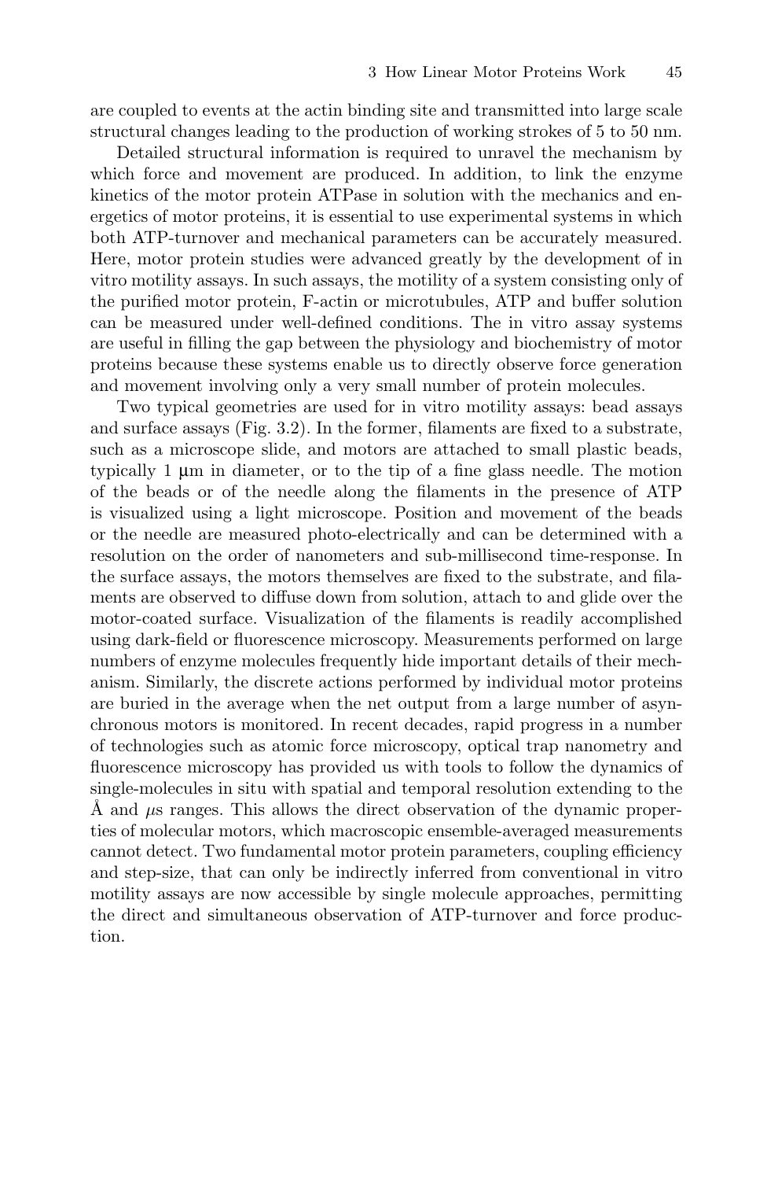are coupled to events at the actin binding site and transmitted into large scale structural changes leading to the production of working strokes of 5 to 50 nm.

Detailed structural information is required to unravel the mechanism by which force and movement are produced. In addition, to link the enzyme kinetics of the motor protein ATPase in solution with the mechanics and energetics of motor proteins, it is essential to use experimental systems in which both ATP-turnover and mechanical parameters can be accurately measured. Here, motor protein studies were advanced greatly by the development of in vitro motility assays. In such assays, the motility of a system consisting only of the purified motor protein, F-actin or microtubules, ATP and buffer solution can be measured under well-defined conditions. The in vitro assay systems are useful in filling the gap between the physiology and biochemistry of motor proteins because these systems enable us to directly observe force generation and movement involving only a very small number of protein molecules.

Two typical geometries are used for in vitro motility assays: bead assays and surface assays (Fig. 3.2). In the former, filaments are fixed to a substrate, such as a microscope slide, and motors are attached to small plastic beads, typically 1 μm in diameter, or to the tip of a fine glass needle. The motion of the beads or of the needle along the filaments in the presence of ATP is visualized using a light microscope. Position and movement of the beads or the needle are measured photo-electrically and can be determined with a resolution on the order of nanometers and sub-millisecond time-response. In the surface assays, the motors themselves are fixed to the substrate, and filaments are observed to diffuse down from solution, attach to and glide over the motor-coated surface. Visualization of the filaments is readily accomplished using dark-field or fluorescence microscopy. Measurements performed on large numbers of enzyme molecules frequently hide important details of their mechanism. Similarly, the discrete actions performed by individual motor proteins are buried in the average when the net output from a large number of asynchronous motors is monitored. In recent decades, rapid progress in a number of technologies such as atomic force microscopy, optical trap nanometry and fluorescence microscopy has provided us with tools to follow the dynamics of single-molecules in situ with spatial and temporal resolution extending to the Å and $\mu$s ranges. This allows the direct observation of the dynamic properties of molecular motors, which macroscopic ensemble-averaged measurements cannot detect. Two fundamental motor protein parameters, coupling efficiency and step-size, that can only be indirectly inferred from conventional in vitro motility assays are now accessible by single molecule approaches, permitting the direct and simultaneous observation of ATP-turnover and force production.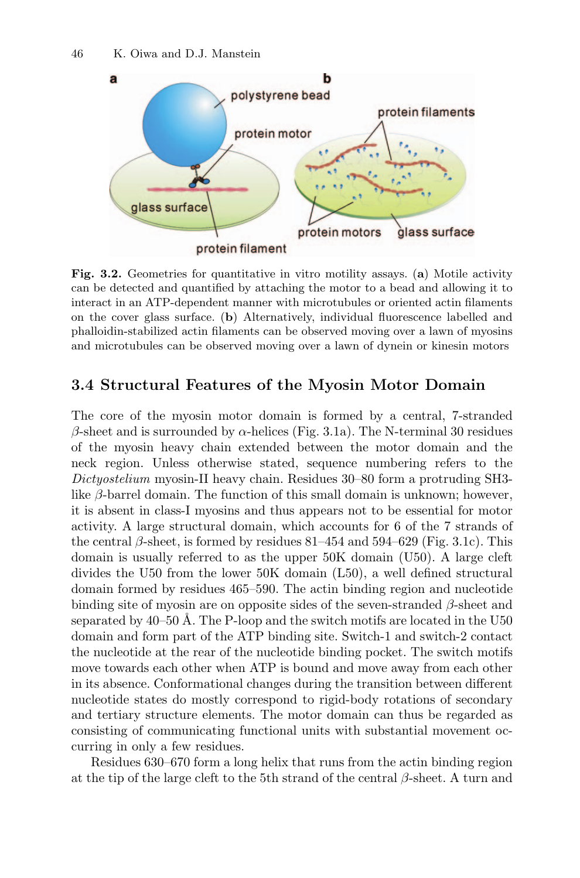**Fig. 3.2.** Geometries for quantitative in vitro motility assays. (**a**) Motile activity can be detected and quantified by attaching the motor to a bead and allowing it to interact in an ATP-dependent manner with microtubules or oriented actin filaments on the cover glass surface. (**b**) Alternatively, individual fluorescence labelled and phalloidin-stabilized actin filaments can be observed moving over a lawn of myosins and microtubules can be observed moving over a lawn of dynein or kinesin motors

## 3.4 Structural Features of the Myosin Motor Domain

The core of the myosin motor domain is formed by a central, 7-stranded $\beta$-sheet and is surrounded by $\alpha$-helices (Fig. 3.1a). The N-terminal 30 residues of the myosin heavy chain extended between the motor domain and the neck region. Unless otherwise stated, sequence numbering refers to the *Dictyostelium* myosin-II heavy chain. Residues 30–80 form a protruding SH3-like $\beta$-barrel domain. The function of this small domain is unknown; however, it is absent in class-I myosins and thus appears not to be essential for motor activity. A large structural domain, which accounts for 6 of the 7 strands of the central $\beta$-sheet, is formed by residues 81–454 and 594–629 (Fig. 3.1c). This domain is usually referred to as the upper 50K domain (U50). A large cleft divides the U50 from the lower 50K domain (L50), a well defined structural domain formed by residues 465–590. The actin binding region and nucleotide binding site of myosin are on opposite sides of the seven-stranded $\beta$-sheet and separated by 40–50 Å. The P-loop and the switch motifs are located in the U50 domain and form part of the ATP binding site. Switch-1 and switch-2 contact the nucleotide at the rear of the nucleotide binding pocket. The switch motifs move towards each other when ATP is bound and move away from each other in its absence. Conformational changes during the transition between different nucleotide states do mostly correspond to rigid-body rotations of secondary and tertiary structure elements. The motor domain can thus be regarded as consisting of communicating functional units with substantial movement occurring in only a few residues.

Residues 630–670 form a long helix that runs from the actin binding region at the tip of the large cleft to the 5th strand of the central $\beta$-sheet. A turn and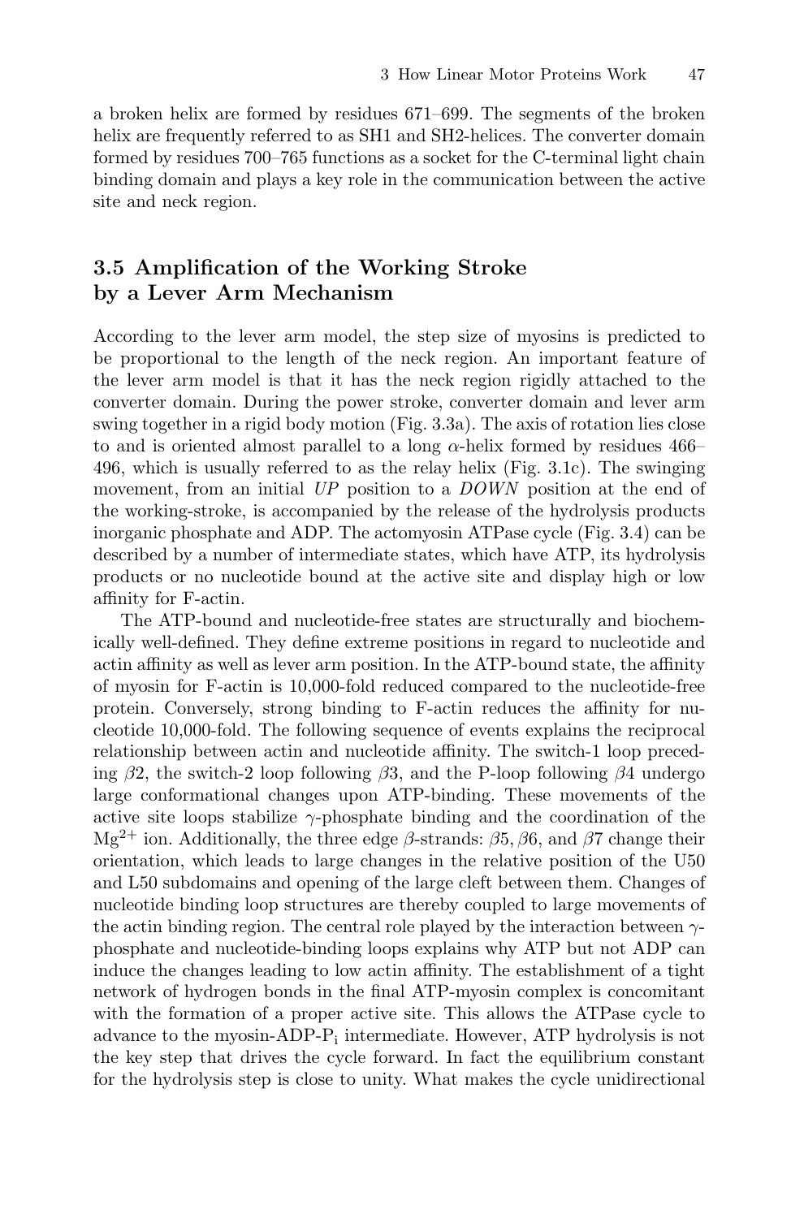a broken helix are formed by residues 671–699. The segments of the broken helix are frequently referred to as SH1 and SH2-helices. The converter domain formed by residues 700–765 functions as a socket for the C-terminal light chain binding domain and plays a key role in the communication between the active site and neck region.

## 3.5 Amplification of the Working Stroke by a Lever Arm Mechanism

According to the lever arm model, the step size of myosins is predicted to be proportional to the length of the neck region. An important feature of the lever arm model is that it has the neck region rigidly attached to the converter domain. During the power stroke, converter domain and lever arm swing together in a rigid body motion (Fig. 3.3a). The axis of rotation lies close to and is oriented almost parallel to a long $\alpha$-helix formed by residues 466–496, which is usually referred to as the relay helix (Fig. 3.1c). The swinging movement, from an initial *UP* position to a *DOWN* position at the end of the working-stroke, is accompanied by the release of the hydrolysis products inorganic phosphate and ADP. The actomyosin ATPase cycle (Fig. 3.4) can be described by a number of intermediate states, which have ATP, its hydrolysis products or no nucleotide bound at the active site and display high or low affinity for F-actin.

The ATP-bound and nucleotide-free states are structurally and biochemically well-defined. They define extreme positions in regard to nucleotide and actin affinity as well as lever arm position. In the ATP-bound state, the affinity of myosin for F-actin is 10,000-fold reduced compared to the nucleotide-free protein. Conversely, strong binding to F-actin reduces the affinity for nucleotide 10,000-fold. The following sequence of events explains the reciprocal relationship between actin and nucleotide affinity. The switch-1 loop preceding $\beta 2$, the switch-2 loop following $\beta 3$, and the P-loop following $\beta 4$ undergo large conformational changes upon ATP-binding. These movements of the active site loops stabilize $\gamma$-phosphate binding and the coordination of the $Mg^{2+}$ ion. Additionally, the three edge $\beta$-strands: $\beta 5, \beta 6$, and $\beta 7$ change their orientation, which leads to large changes in the relative position of the U50 and L50 subdomains and opening of the large cleft between them. Changes of nucleotide binding loop structures are thereby coupled to large movements of the actin binding region. The central role played by the interaction between $\gamma$-phosphate and nucleotide-binding loops explains why ATP but not ADP can induce the changes leading to low actin affinity. The establishment of a tight network of hydrogen bonds in the final ATP-myosin complex is concomitant with the formation of a proper active site. This allows the ATPase cycle to advance to the myosin-ADP-$P_i$ intermediate. However, ATP hydrolysis is not the key step that drives the cycle forward. In fact the equilibrium constant for the hydrolysis step is close to unity. What makes the cycle unidirectional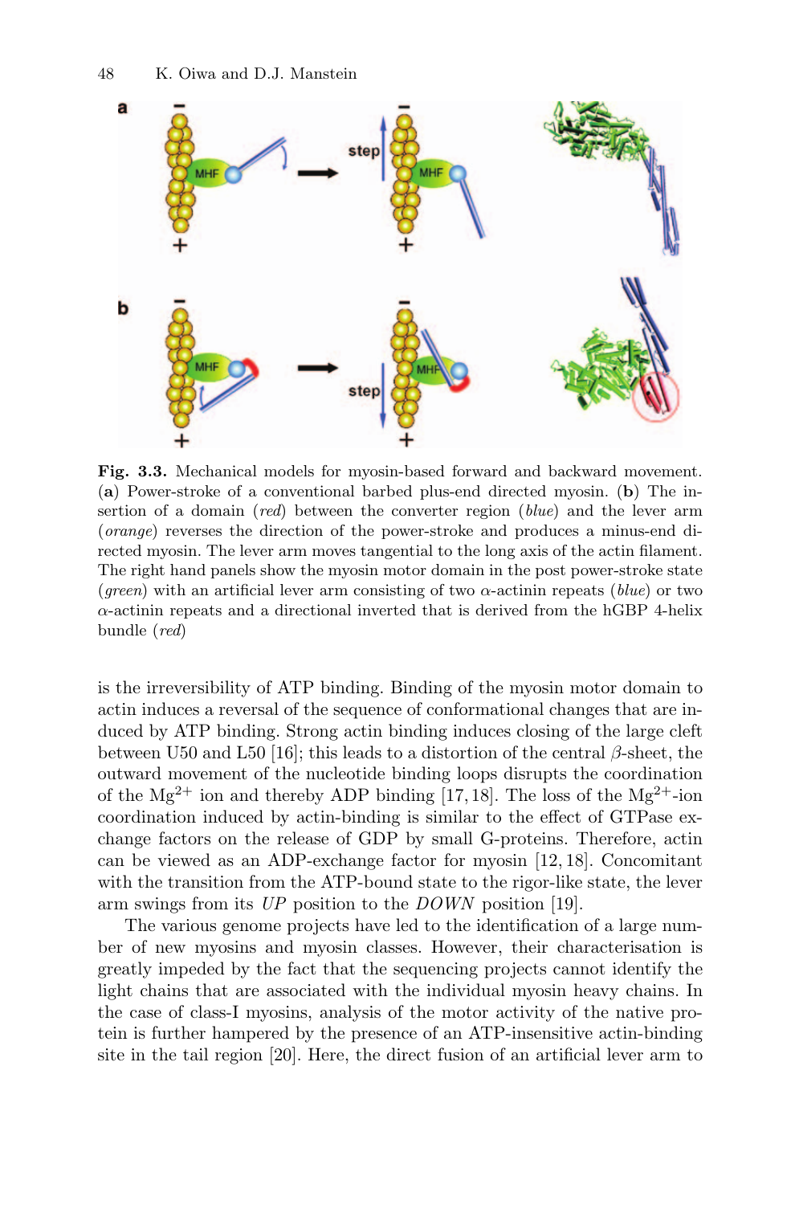**Fig. 3.3.** Mechanical models for myosin-based forward and backward movement. (**a**) Power-stroke of a conventional barbed plus-end directed myosin. (**b**) The insertion of a domain (*red*) between the converter region (*blue*) and the lever arm (*orange*) reverses the direction of the power-stroke and produces a minus-end directed myosin. The lever arm moves tangential to the long axis of the actin filament. The right hand panels show the myosin motor domain in the post power-stroke state (*green*) with an artificial lever arm consisting of two α-actinin repeats (*blue*) or two α-actinin repeats and a directional inverted that is derived from the hGBP 4-helix bundle (*red*)

is the irreversibility of ATP binding. Binding of the myosin motor domain to actin induces a reversal of the sequence of conformational changes that are induced by ATP binding. Strong actin binding induces closing of the large cleft between U50 and L50 [16]; this leads to a distortion of the central β-sheet, the outward movement of the nucleotide binding loops disrupts the coordination of the $Mg^{2+}$ ion and thereby ADP binding [17, 18]. The loss of the $Mg^{2+}$-ion coordination induced by actin-binding is similar to the effect of GTPase exchange factors on the release of GDP by small G-proteins. Therefore, actin can be viewed as an ADP-exchange factor for myosin [12, 18]. Concomitant with the transition from the ATP-bound state to the rigor-like state, the lever arm swings from its *UP* position to the *DOWN* position [19].

The various genome projects have led to the identification of a large number of new myosins and myosin classes. However, their characterisation is greatly impeded by the fact that the sequencing projects cannot identify the light chains that are associated with the individual myosin heavy chains. In the case of class-I myosins, analysis of the motor activity of the native protein is further hampered by the presence of an ATP-insensitive actin-binding site in the tail region [20]. Here, the direct fusion of an artificial lever arm to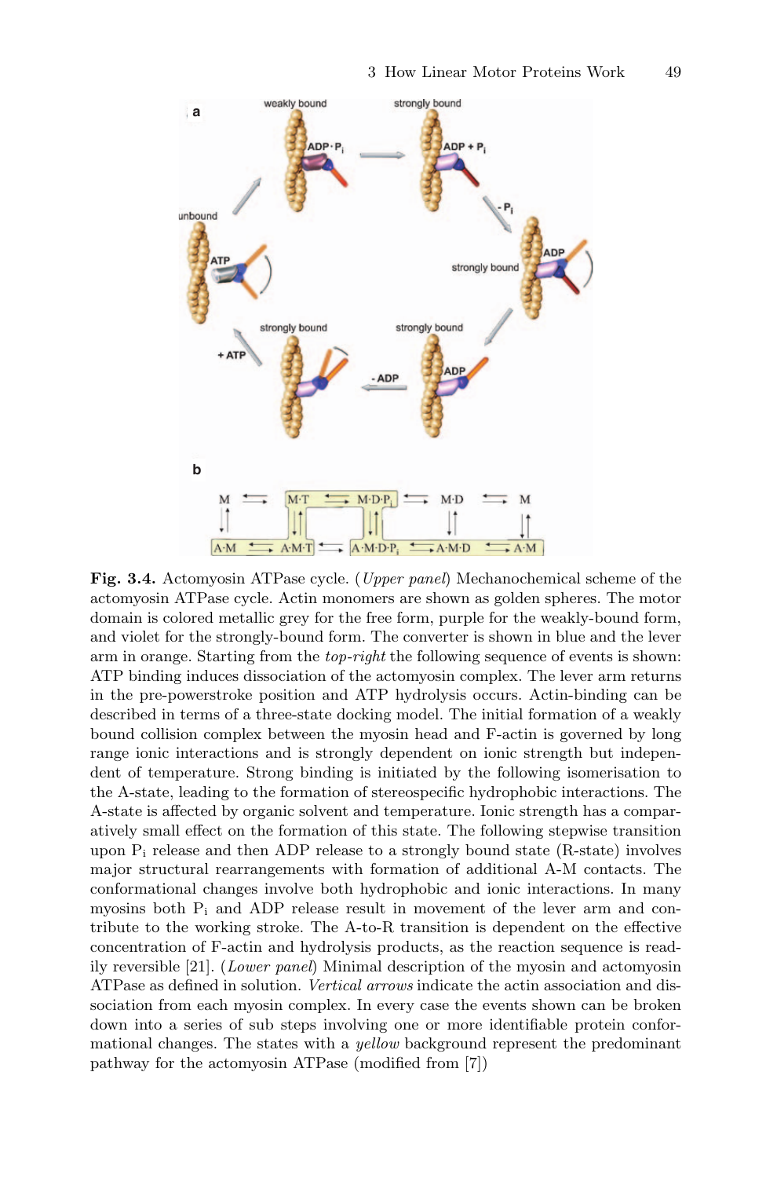**Fig. 3.4.** Actomyosin ATPase cycle. (*Upper panel*) Mechanochemical scheme of the actomyosin ATPase cycle. Actin monomers are shown as golden spheres. The motor domain is colored metallic grey for the free form, purple for the weakly-bound form, and violet for the strongly-bound form. The converter is shown in blue and the lever arm in orange. Starting from the *top-right* the following sequence of events is shown: ATP binding induces dissociation of the actomyosin complex. The lever arm returns in the pre-powerstroke position and ATP hydrolysis occurs. Actin-binding can be described in terms of a three-state docking model. The initial formation of a weakly bound collision complex between the myosin head and F-actin is governed by long range ionic interactions and is strongly dependent on ionic strength but independent of temperature. Strong binding is initiated by the following isomerisation to the A-state, leading to the formation of stereospecific hydrophobic interactions. The A-state is affected by organic solvent and temperature. Ionic strength has a comparatively small effect on the formation of this state. The following stepwise transition upon $P_i$ release and then ADP release to a strongly bound state (R-state) involves major structural rearrangements with formation of additional A-M contacts. The conformational changes involve both hydrophobic and ionic interactions. In many myosins both $P_i$ and ADP release result in movement of the lever arm and contribute to the working stroke. The A-to-R transition is dependent on the effective concentration of F-actin and hydrolysis products, as the reaction sequence is readily reversible [21]. (*Lower panel*) Minimal description of the myosin and actomyosin ATPase as defined in solution. *Vertical arrows* indicate the actin association and dissociation from each myosin complex. In every case the events shown can be broken down into a series of sub steps involving one or more identifiable protein conformational changes. The states with a *yellow* background represent the predominant pathway for the actomyosin ATPase (modified from [7])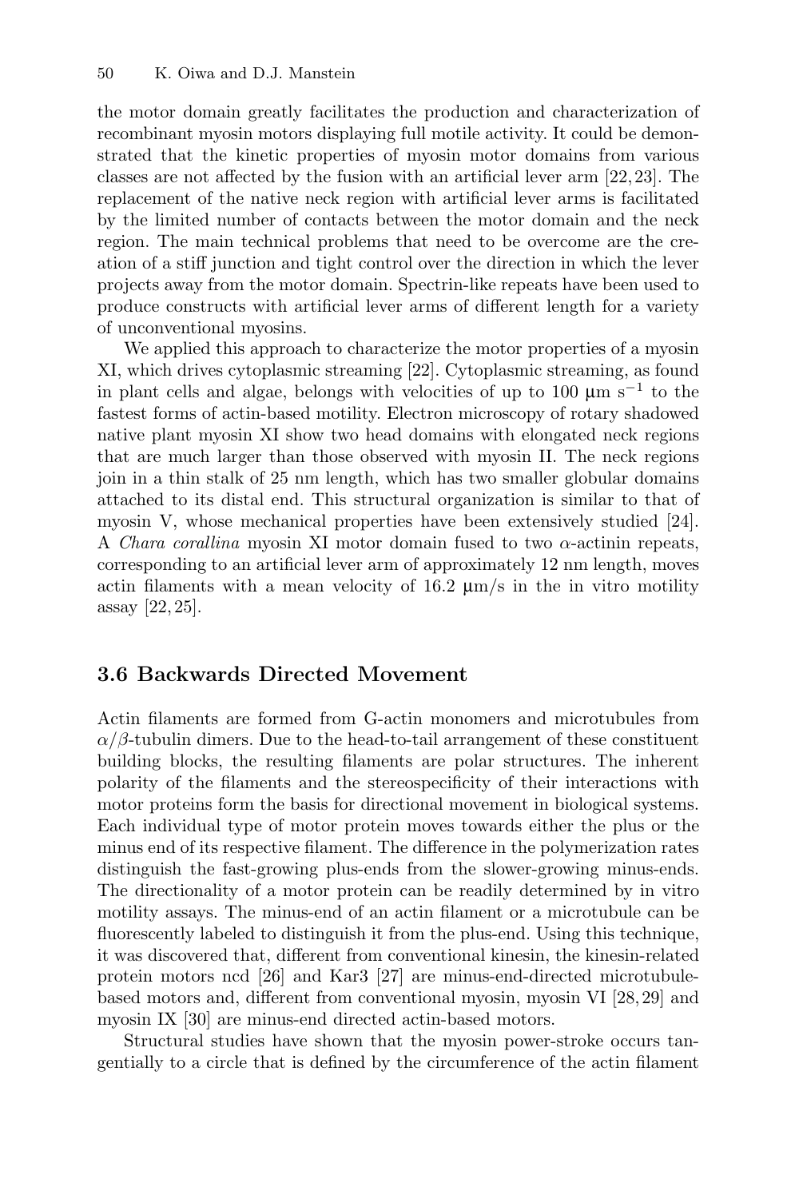the motor domain greatly facilitates the production and characterization of recombinant myosin motors displaying full motile activity. It could be demonstrated that the kinetic properties of myosin motor domains from various classes are not affected by the fusion with an artificial lever arm [22, 23]. The replacement of the native neck region with artificial lever arms is facilitated by the limited number of contacts between the motor domain and the neck region. The main technical problems that need to be overcome are the creation of a stiff junction and tight control over the direction in which the lever projects away from the motor domain. Spectrin-like repeats have been used to produce constructs with artificial lever arms of different length for a variety of unconventional myosins.

We applied this approach to characterize the motor properties of a myosin XI, which drives cytoplasmic streaming [22]. Cytoplasmic streaming, as found in plant cells and algae, belongs with velocities of up to 100 μm s$^{-1}$ to the fastest forms of actin-based motility. Electron microscopy of rotary shadowed native plant myosin XI show two head domains with elongated neck regions that are much larger than those observed with myosin II. The neck regions join in a thin stalk of 25 nm length, which has two smaller globular domains attached to its distal end. This structural organization is similar to that of myosin V, whose mechanical properties have been extensively studied [24]. A *Chara corallina* myosin XI motor domain fused to two $\alpha$-actinin repeats, corresponding to an artificial lever arm of approximately 12 nm length, moves actin filaments with a mean velocity of 16.2 μm/s in the in vitro motility assay [22, 25].

### 3.6 Backwards Directed Movement

Actin filaments are formed from G-actin monomers and microtubules from $\alpha/\beta$-tubulin dimers. Due to the head-to-tail arrangement of these constituent building blocks, the resulting filaments are polar structures. The inherent polarity of the filaments and the stereospecificity of their interactions with motor proteins form the basis for directional movement in biological systems. Each individual type of motor protein moves towards either the plus or the minus end of its respective filament. The difference in the polymerization rates distinguish the fast-growing plus-ends from the slower-growing minus-ends. The directionality of a motor protein can be readily determined by in vitro motility assays. The minus-end of an actin filament or a microtubule can be fluorescently labeled to distinguish it from the plus-end. Using this technique, it was discovered that, different from conventional kinesin, the kinesin-related protein motors ncd [26] and Kar3 [27] are minus-end-directed microtubule-based motors and, different from conventional myosin, myosin VI [28, 29] and myosin IX [30] are minus-end directed actin-based motors.

Structural studies have shown that the myosin power-stroke occurs tangentially to a circle that is defined by the circumference of the actin filament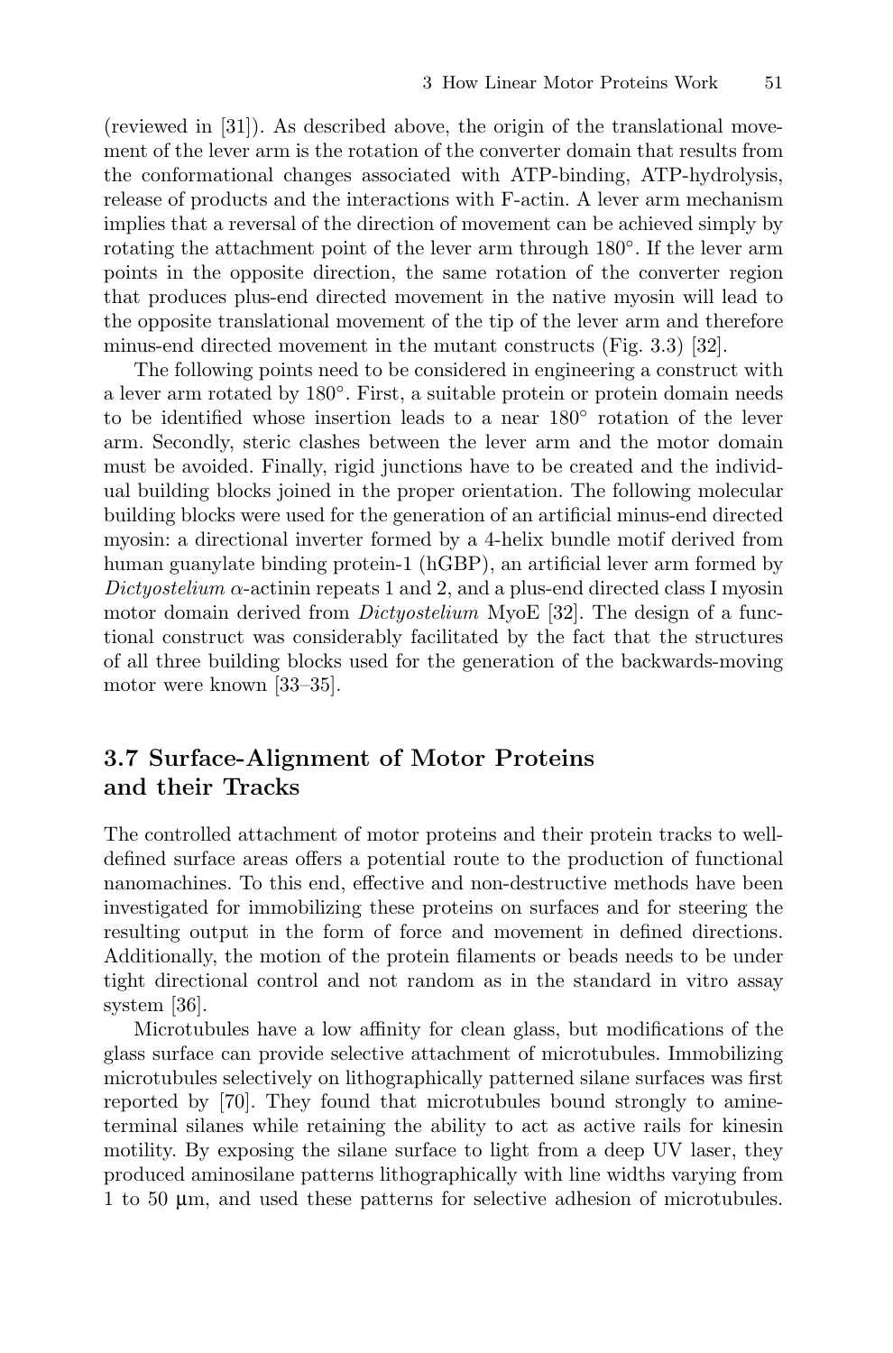(reviewed in [31]). As described above, the origin of the translational movement of the lever arm is the rotation of the converter domain that results from the conformational changes associated with ATP-binding, ATP-hydrolysis, release of products and the interactions with F-actin. A lever arm mechanism implies that a reversal of the direction of movement can be achieved simply by rotating the attachment point of the lever arm through 180°. If the lever arm points in the opposite direction, the same rotation of the converter region that produces plus-end directed movement in the native myosin will lead to the opposite translational movement of the tip of the lever arm and therefore minus-end directed movement in the mutant constructs (Fig. 3.3) [32].

The following points need to be considered in engineering a construct with a lever arm rotated by 180°. First, a suitable protein or protein domain needs to be identified whose insertion leads to a near 180° rotation of the lever arm. Secondly, steric clashes between the lever arm and the motor domain must be avoided. Finally, rigid junctions have to be created and the individual building blocks joined in the proper orientation. The following molecular building blocks were used for the generation of an artificial minus-end directed myosin: a directional inverter formed by a 4-helix bundle motif derived from human guanylate binding protein-1 (hGBP), an artificial lever arm formed by *Dictyostelium* $\alpha$-actinin repeats 1 and 2, and a plus-end directed class I myosin motor domain derived from *Dictyostelium* MyoE [32]. The design of a functional construct was considerably facilitated by the fact that the structures of all three building blocks used for the generation of the backwards-moving motor were known [33–35].

## 3.7 Surface-Alignment of Motor Proteins and their Tracks

The controlled attachment of motor proteins and their protein tracks to well-defined surface areas offers a potential route to the production of functional nanomachines. To this end, effective and non-destructive methods have been investigated for immobilizing these proteins on surfaces and for steering the resulting output in the form of force and movement in defined directions. Additionally, the motion of the protein filaments or beads needs to be under tight directional control and not random as in the standard in vitro assay system [36].

Microtubules have a low affinity for clean glass, but modifications of the glass surface can provide selective attachment of microtubules. Immobilizing microtubules selectively on lithographically patterned silane surfaces was first reported by [70]. They found that microtubules bound strongly to amine-terminal silanes while retaining the ability to act as active rails for kinesin motility. By exposing the silane surface to light from a deep UV laser, they produced aminosilane patterns lithographically with line widths varying from 1 to 50 μm, and used these patterns for selective adhesion of microtubules.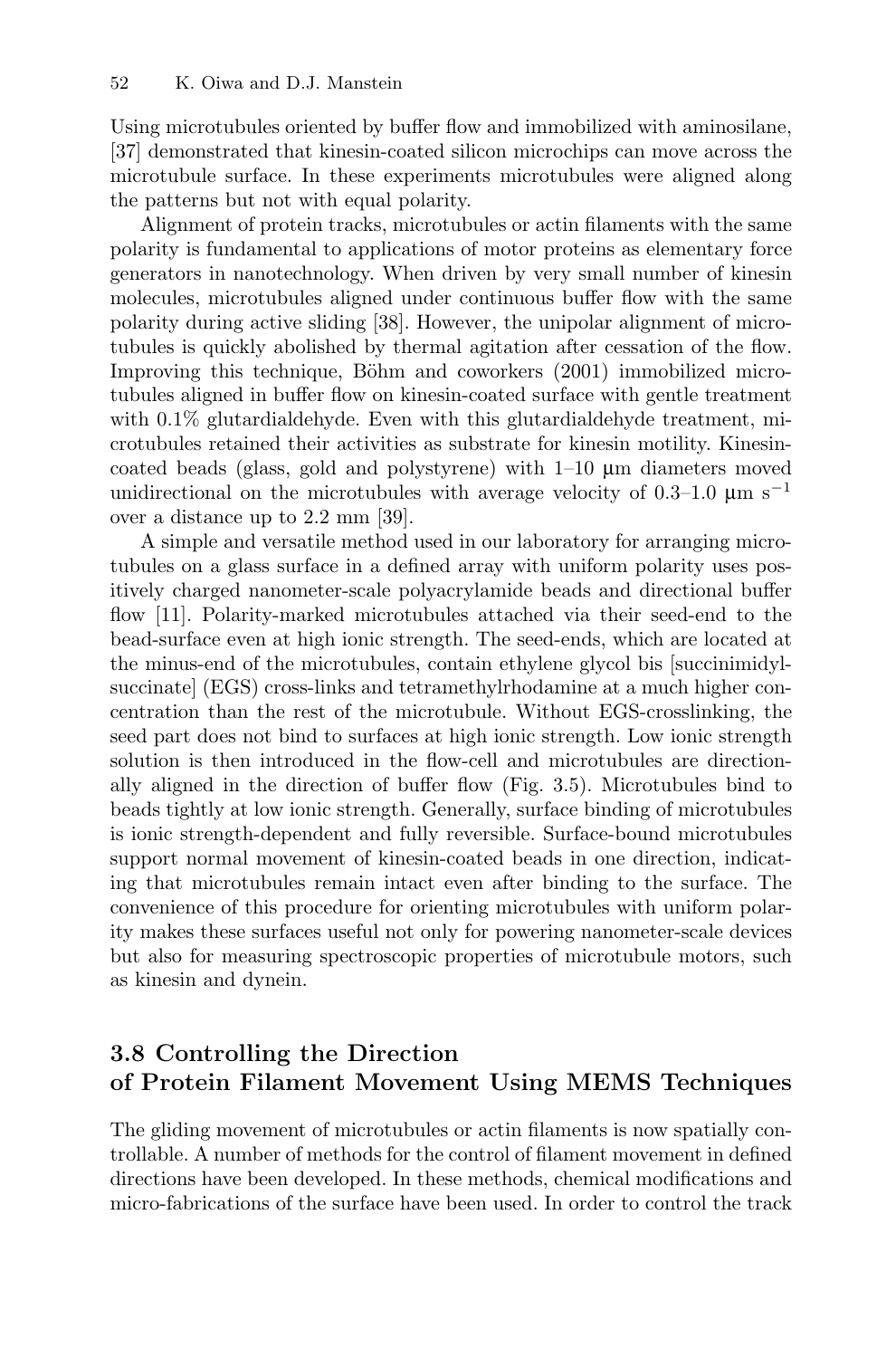Using microtubules oriented by buffer flow and immobilized with aminosilane, [37] demonstrated that kinesin-coated silicon microchips can move across the microtubule surface. In these experiments microtubules were aligned along the patterns but not with equal polarity.

Alignment of protein tracks, microtubules or actin filaments with the same polarity is fundamental to applications of motor proteins as elementary force generators in nanotechnology. When driven by very small number of kinesin molecules, microtubules aligned under continuous buffer flow with the same polarity during active sliding [38]. However, the unipolar alignment of microtubules is quickly abolished by thermal agitation after cessation of the flow. Improving this technique, Böhm and coworkers (2001) immobilized microtubules aligned in buffer flow on kinesin-coated surface with gentle treatment with 0.1% glutardialdehyde. Even with this glutardialdehyde treatment, microtubules retained their activities as substrate for kinesin motility. Kinesin-coated beads (glass, gold and polystyrene) with 1–10 μm diameters moved unidirectional on the microtubules with average velocity of 0.3–1.0 μm $s^{-1}$ over a distance up to 2.2 mm [39].

A simple and versatile method used in our laboratory for arranging microtubules on a glass surface in a defined array with uniform polarity uses positively charged nanometer-scale polyacrylamide beads and directional buffer flow [11]. Polarity-marked microtubules attached via their seed-end to the bead-surface even at high ionic strength. The seed-ends, which are located at the minus-end of the microtubules, contain ethylene glycol bis [succinimidylsuccinate] (EGS) cross-links and tetramethylrhodamine at a much higher concentration than the rest of the microtubule. Without EGS-crosslinking, the seed part does not bind to surfaces at high ionic strength. Low ionic strength solution is then introduced in the flow-cell and microtubules are directionally aligned in the direction of buffer flow (Fig. 3.5). Microtubules bind to beads tightly at low ionic strength. Generally, surface binding of microtubules is ionic strength-dependent and fully reversible. Surface-bound microtubules support normal movement of kinesin-coated beads in one direction, indicating that microtubules remain intact even after binding to the surface. The convenience of this procedure for orienting microtubules with uniform polarity makes these surfaces useful not only for powering nanometer-scale devices but also for measuring spectroscopic properties of microtubule motors, such as kinesin and dynein.

## 3.8 Controlling the Direction of Protein Filament Movement Using MEMS Techniques

The gliding movement of microtubules or actin filaments is now spatially controllable. A number of methods for the control of filament movement in defined directions have been developed. In these methods, chemical modifications and micro-fabrications of the surface have been used. In order to control the track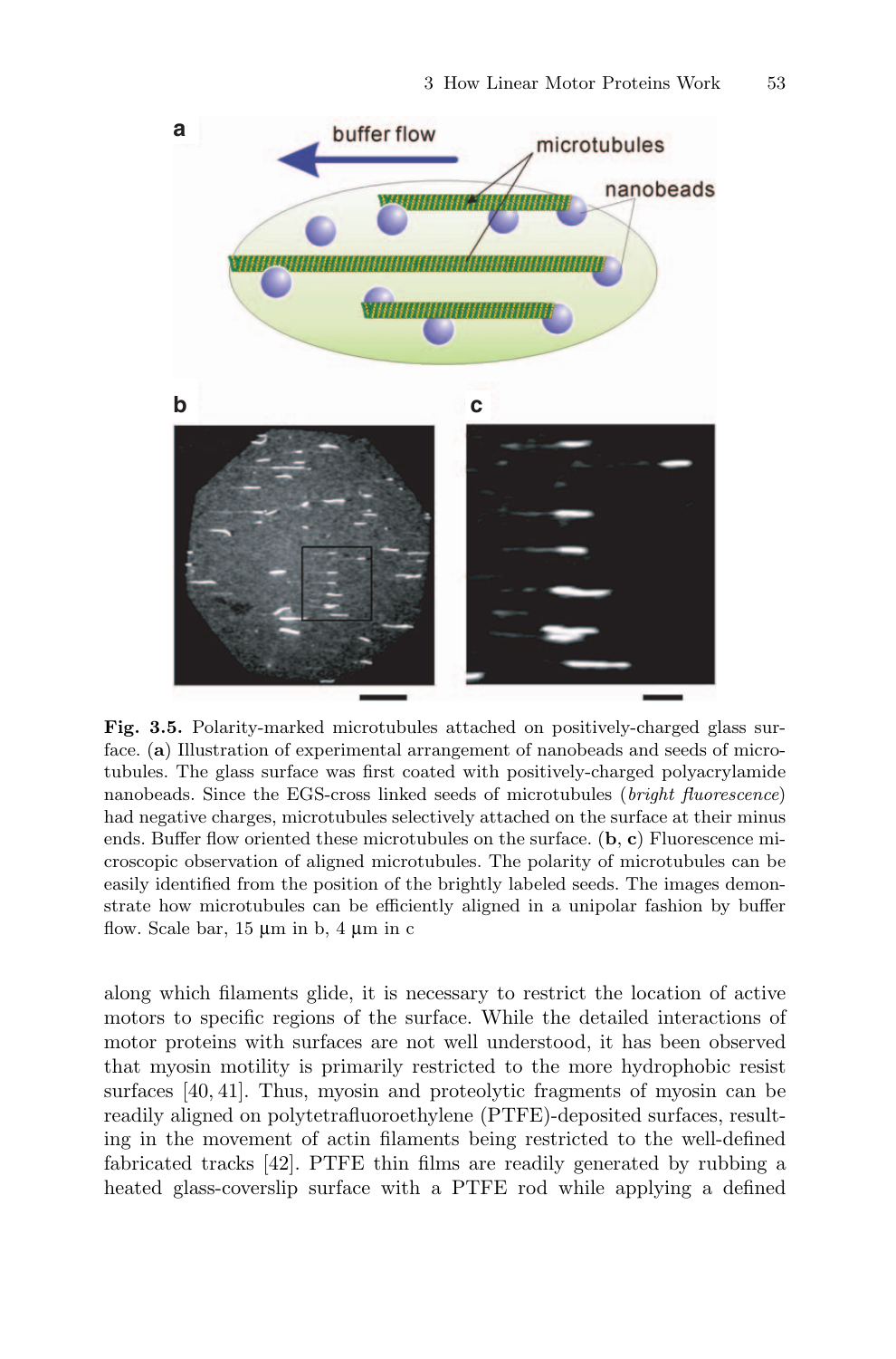**Fig. 3.5.** Polarity-marked microtubules attached on positively-charged glass surface. (**a**) Illustration of experimental arrangement of nanobeads and seeds of microtubules. The glass surface was first coated with positively-charged polyacrylamide nanobeads. Since the EGS-cross linked seeds of microtubules (*bright fluorescence*) had negative charges, microtubules selectively attached on the surface at their minus ends. Buffer flow oriented these microtubules on the surface. (**b**, **c**) Fluorescence microscopic observation of aligned microtubules. The polarity of microtubules can be easily identified from the position of the brightly labeled seeds. The images demonstrate how microtubules can be efficiently aligned in a unipolar fashion by buffer flow. Scale bar, 15 µm in b, 4 µm in c

along which filaments glide, it is necessary to restrict the location of active motors to specific regions of the surface. While the detailed interactions of motor proteins with surfaces are not well understood, it has been observed that myosin motility is primarily restricted to the more hydrophobic resist surfaces [40, 41]. Thus, myosin and proteolytic fragments of myosin can be readily aligned on polytetrafluoroethylene (PTFE)-deposited surfaces, resulting in the movement of actin filaments being restricted to the well-defined fabricated tracks [42]. PTFE thin films are readily generated by rubbing a heated glass-coverslip surface with a PTFE rod while applying a defined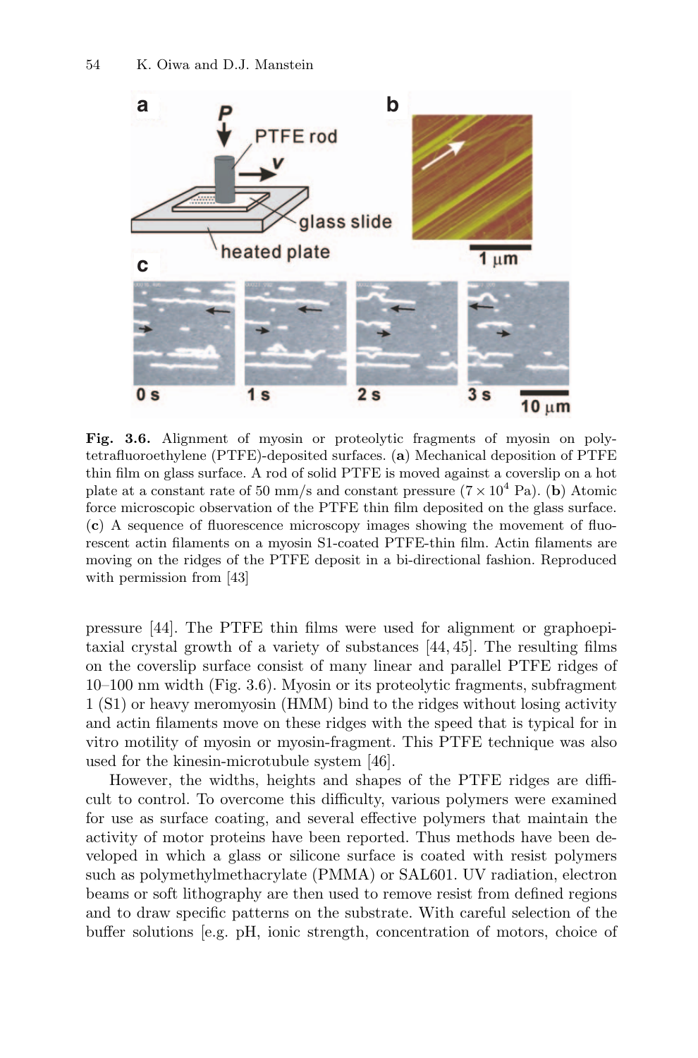**Fig. 3.6.** Alignment of myosin or proteolytic fragments of myosin on polytetrafluoroethylene (PTFE)-deposited surfaces. (**a**) Mechanical deposition of PTFE thin film on glass surface. A rod of solid PTFE is moved against a coverslip on a hot plate at a constant rate of 50 mm/s and constant pressure ($7 \times 10^4$ Pa). (**b**) Atomic force microscopic observation of the PTFE thin film deposited on the glass surface. (**c**) A sequence of fluorescence microscopy images showing the movement of fluorescent actin filaments on a myosin S1-coated PTFE-thin film. Actin filaments are moving on the ridges of the PTFE deposit in a bi-directional fashion. Reproduced with permission from [43]

pressure [44]. The PTFE thin films were used for alignment or graphoepitaxial crystal growth of a variety of substances [44, 45]. The resulting films on the coverslip surface consist of many linear and parallel PTFE ridges of 10–100 nm width (Fig. 3.6). Myosin or its proteolytic fragments, subfragment 1 (S1) or heavy meromyosin (HMM) bind to the ridges without losing activity and actin filaments move on these ridges with the speed that is typical for in vitro motility of myosin or myosin-fragment. This PTFE technique was also used for the kinesin-microtubule system [46].

However, the widths, heights and shapes of the PTFE ridges are difficult to control. To overcome this difficulty, various polymers were examined for use as surface coating, and several effective polymers that maintain the activity of motor proteins have been reported. Thus methods have been developed in which a glass or silicone surface is coated with resist polymers such as polymethylmethacrylate (PMMA) or SAL601. UV radiation, electron beams or soft lithography are then used to remove resist from defined regions and to draw specific patterns on the substrate. With careful selection of the buffer solutions [e.g. pH, ionic strength, concentration of motors, choice of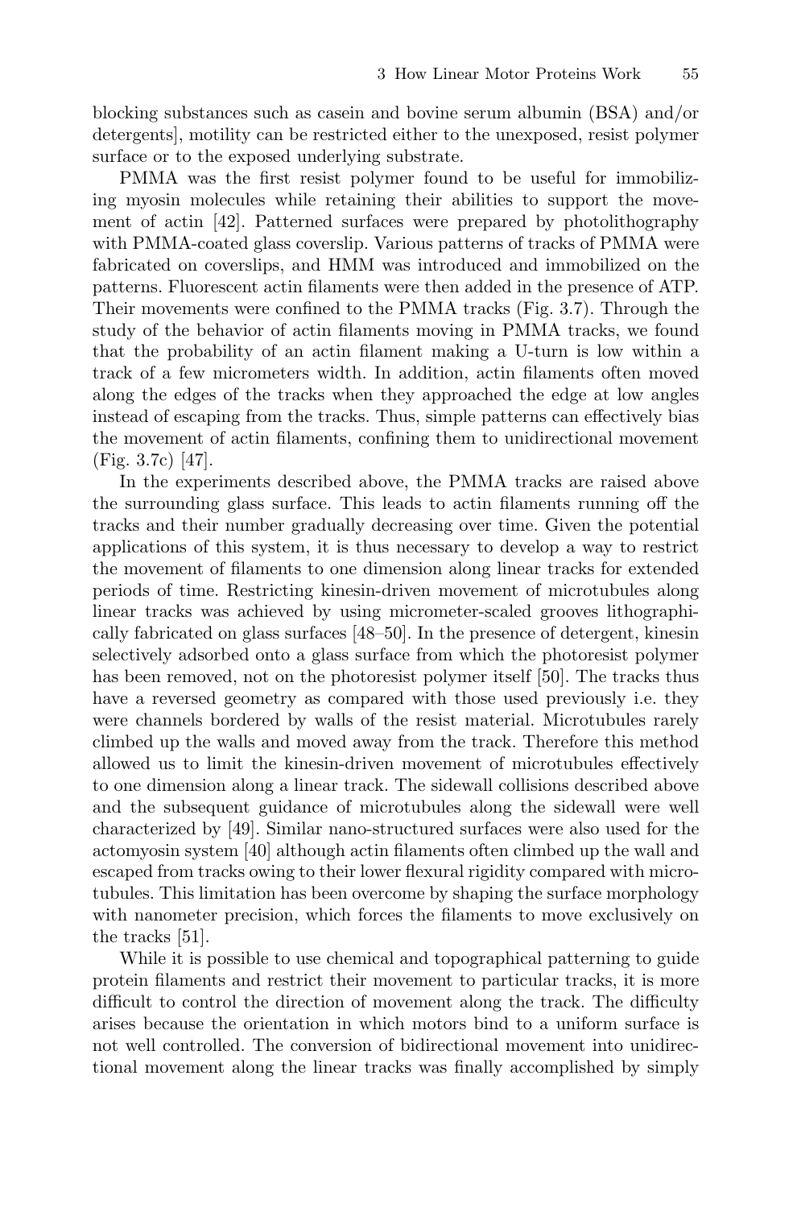blocking substances such as casein and bovine serum albumin (BSA) and/or detergents], motility can be restricted either to the unexposed, resist polymer surface or to the exposed underlying substrate.

PMMA was the first resist polymer found to be useful for immobilizing myosin molecules while retaining their abilities to support the movement of actin [42]. Patterned surfaces were prepared by photolithography with PMMA-coated glass coverslip. Various patterns of tracks of PMMA were fabricated on coverslips, and HMM was introduced and immobilized on the patterns. Fluorescent actin filaments were then added in the presence of ATP. Their movements were confined to the PMMA tracks (Fig. 3.7). Through the study of the behavior of actin filaments moving in PMMA tracks, we found that the probability of an actin filament making a U-turn is low within a track of a few micrometers width. In addition, actin filaments often moved along the edges of the tracks when they approached the edge at low angles instead of escaping from the tracks. Thus, simple patterns can effectively bias the movement of actin filaments, confining them to unidirectional movement (Fig. 3.7c) [47].

In the experiments described above, the PMMA tracks are raised above the surrounding glass surface. This leads to actin filaments running off the tracks and their number gradually decreasing over time. Given the potential applications of this system, it is thus necessary to develop a way to restrict the movement of filaments to one dimension along linear tracks for extended periods of time. Restricting kinesin-driven movement of microtubules along linear tracks was achieved by using micrometer-scaled grooves lithographically fabricated on glass surfaces [48–50]. In the presence of detergent, kinesin selectively adsorbed onto a glass surface from which the photoresist polymer has been removed, not on the photoresist polymer itself [50]. The tracks thus have a reversed geometry as compared with those used previously i.e. they were channels bordered by walls of the resist material. Microtubules rarely climbed up the walls and moved away from the track. Therefore this method allowed us to limit the kinesin-driven movement of microtubules effectively to one dimension along a linear track. The sidewall collisions described above and the subsequent guidance of microtubules along the sidewall were well characterized by [49]. Similar nano-structured surfaces were also used for the actomyosin system [40] although actin filaments often climbed up the wall and escaped from tracks owing to their lower flexural rigidity compared with microtubules. This limitation has been overcome by shaping the surface morphology with nanometer precision, which forces the filaments to move exclusively on the tracks [51].

While it is possible to use chemical and topographical patterning to guide protein filaments and restrict their movement to particular tracks, it is more difficult to control the direction of movement along the track. The difficulty arises because the orientation in which motors bind to a uniform surface is not well controlled. The conversion of bidirectional movement into unidirectional movement along the linear tracks was finally accomplished by simply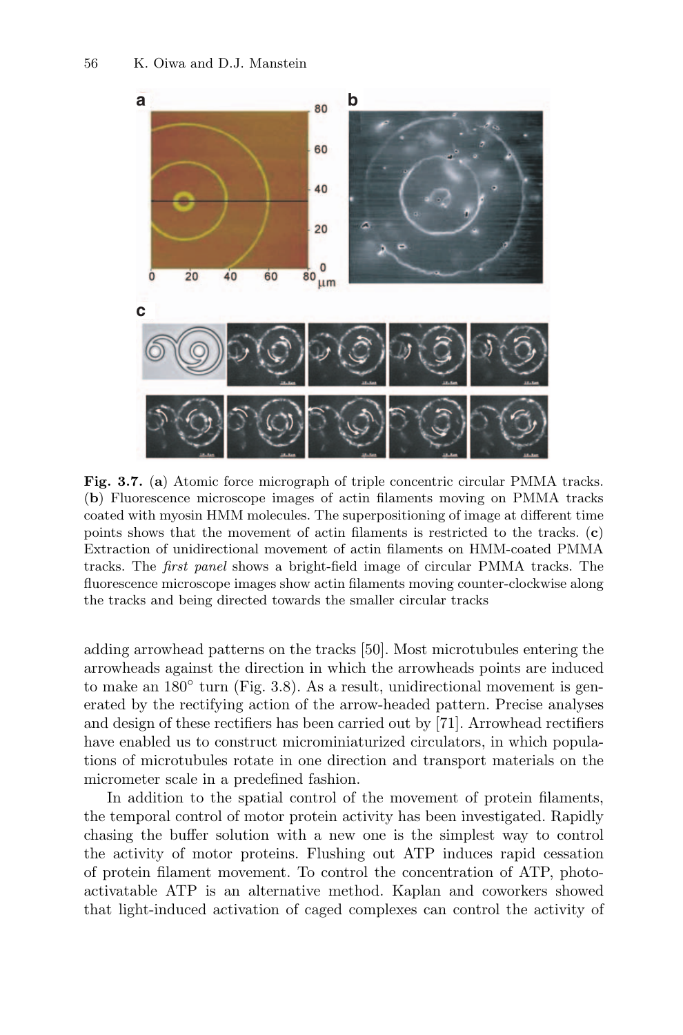**Fig. 3.7.** (**a**) Atomic force micrograph of triple concentric circular PMMA tracks. (**b**) Fluorescence microscope images of actin filaments moving on PMMA tracks coated with myosin HMM molecules. The superpositioning of image at different time points shows that the movement of actin filaments is restricted to the tracks. (**c**) Extraction of unidirectional movement of actin filaments on HMM-coated PMMA tracks. The *first panel* shows a bright-field image of circular PMMA tracks. The fluorescence microscope images show actin filaments moving counter-clockwise along the tracks and being directed towards the smaller circular tracks

adding arrowhead patterns on the tracks [50]. Most microtubules entering the arrowheads against the direction in which the arrowheads points are induced to make an 180° turn (Fig. 3.8). As a result, unidirectional movement is generated by the rectifying action of the arrow-headed pattern. Precise analyses and design of these rectifiers has been carried out by [71]. Arrowhead rectifiers have enabled us to construct microminiaturized circulators, in which populations of microtubules rotate in one direction and transport materials on the micrometer scale in a predefined fashion.

In addition to the spatial control of the movement of protein filaments, the temporal control of motor protein activity has been investigated. Rapidly chasing the buffer solution with a new one is the simplest way to control the activity of motor proteins. Flushing out ATP induces rapid cessation of protein filament movement. To control the concentration of ATP, photo-activatable ATP is an alternative method. Kaplan and coworkers showed that light-induced activation of caged complexes can control the activity of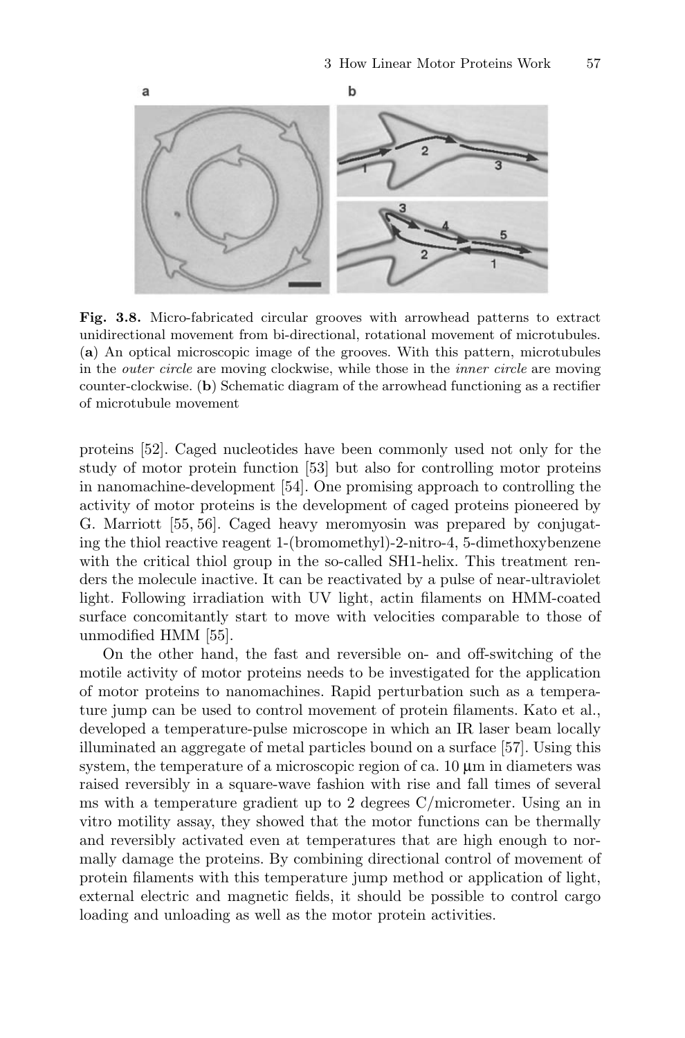**Fig. 3.8.** Micro-fabricated circular grooves with arrowhead patterns to extract unidirectional movement from bi-directional, rotational movement of microtubules. (**a**) An optical microscopic image of the grooves. With this pattern, microtubules in the *outer circle* are moving clockwise, while those in the *inner circle* are moving counter-clockwise. (**b**) Schematic diagram of the arrowhead functioning as a rectifier of microtubule movement

proteins [52]. Caged nucleotides have been commonly used not only for the study of motor protein function [53] but also for controlling motor proteins in nanomachine-development [54]. One promising approach to controlling the activity of motor proteins is the development of caged proteins pioneered by G. Marriott [55, 56]. Caged heavy meromyosin was prepared by conjugating the thiol reactive reagent 1-(bromomethyl)-2-nitro-4, 5-dimethoxybenzene with the critical thiol group in the so-called SH1-helix. This treatment renders the molecule inactive. It can be reactivated by a pulse of near-ultraviolet light. Following irradiation with UV light, actin filaments on HMM-coated surface concomitantly start to move with velocities comparable to those of unmodified HMM [55].

On the other hand, the fast and reversible on- and off-switching of the motile activity of motor proteins needs to be investigated for the application of motor proteins to nanomachines. Rapid perturbation such as a temperature jump can be used to control movement of protein filaments. Kato et al., developed a temperature-pulse microscope in which an IR laser beam locally illuminated an aggregate of metal particles bound on a surface [57]. Using this system, the temperature of a microscopic region of ca. 10 μm in diameters was raised reversibly in a square-wave fashion with rise and fall times of several ms with a temperature gradient up to 2 degrees C/micrometer. Using an in vitro motility assay, they showed that the motor functions can be thermally and reversibly activated even at temperatures that are high enough to normally damage the proteins. By combining directional control of movement of protein filaments with this temperature jump method or application of light, external electric and magnetic fields, it should be possible to control cargo loading and unloading as well as the motor protein activities.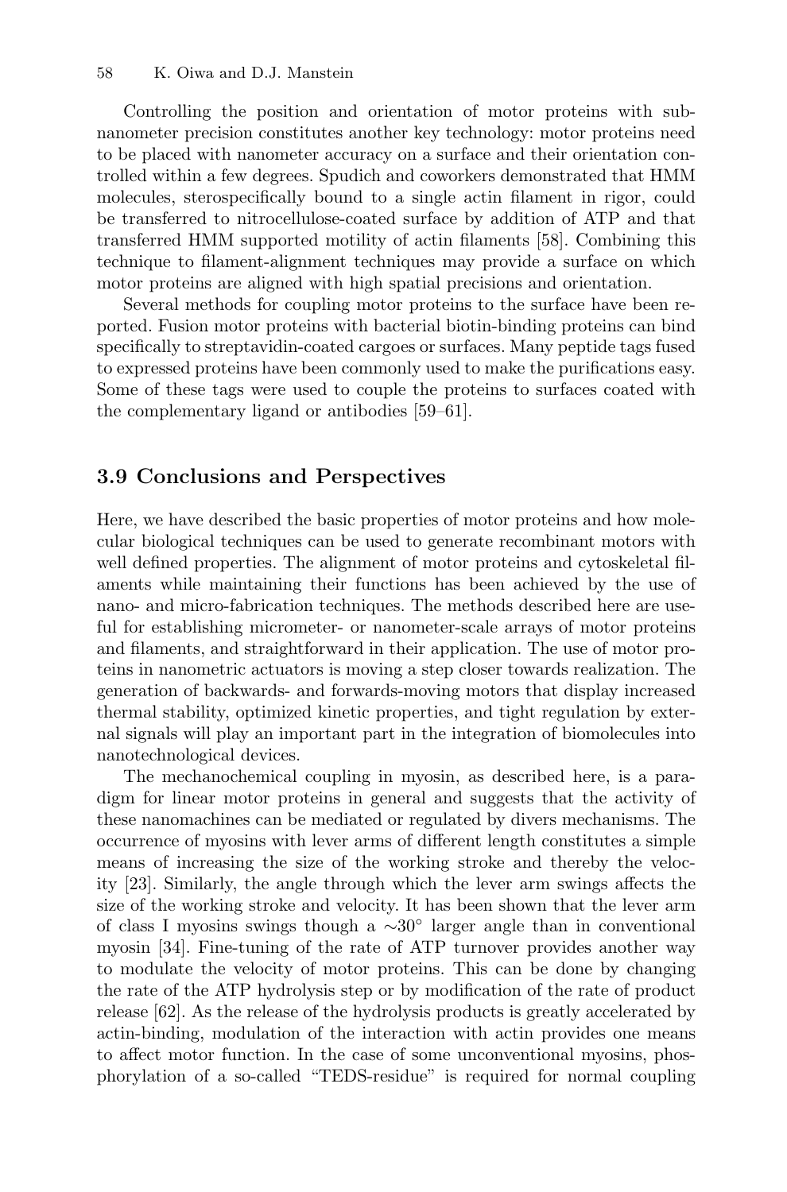Controlling the position and orientation of motor proteins with sub-nanometer precision constitutes another key technology: motor proteins need to be placed with nanometer accuracy on a surface and their orientation controlled within a few degrees. Spudich and coworkers demonstrated that HMM molecules, sterospecifically bound to a single actin filament in rigor, could be transferred to nitrocellulose-coated surface by addition of ATP and that transferred HMM supported motility of actin filaments [58]. Combining this technique to filament-alignment techniques may provide a surface on which motor proteins are aligned with high spatial precisions and orientation.

Several methods for coupling motor proteins to the surface have been reported. Fusion motor proteins with bacterial biotin-binding proteins can bind specifically to streptavidin-coated cargoes or surfaces. Many peptide tags fused to expressed proteins have been commonly used to make the purifications easy. Some of these tags were used to couple the proteins to surfaces coated with the complementary ligand or antibodies [59–61].

## 3.9 Conclusions and Perspectives

Here, we have described the basic properties of motor proteins and how molecular biological techniques can be used to generate recombinant motors with well defined properties. The alignment of motor proteins and cytoskeletal filaments while maintaining their functions has been achieved by the use of nano- and micro-fabrication techniques. The methods described here are useful for establishing micrometer- or nanometer-scale arrays of motor proteins and filaments, and straightforward in their application. The use of motor proteins in nanometric actuators is moving a step closer towards realization. The generation of backwards- and forwards-moving motors that display increased thermal stability, optimized kinetic properties, and tight regulation by external signals will play an important part in the integration of biomolecules into nanotechnological devices.

The mechanochemical coupling in myosin, as described here, is a paradigm for linear motor proteins in general and suggests that the activity of these nanomachines can be mediated or regulated by divers mechanisms. The occurrence of myosins with lever arms of different length constitutes a simple means of increasing the size of the working stroke and thereby the velocity [23]. Similarly, the angle through which the lever arm swings affects the size of the working stroke and velocity. It has been shown that the lever arm of class I myosins swings though a $\sim 30°$ larger angle than in conventional myosin [34]. Fine-tuning of the rate of ATP turnover provides another way to modulate the velocity of motor proteins. This can be done by changing the rate of the ATP hydrolysis step or by modification of the rate of product release [62]. As the release of the hydrolysis products is greatly accelerated by actin-binding, modulation of the interaction with actin provides one means to affect motor function. In the case of some unconventional myosins, phosphorylation of a so-called "TEDS-residue" is required for normal coupling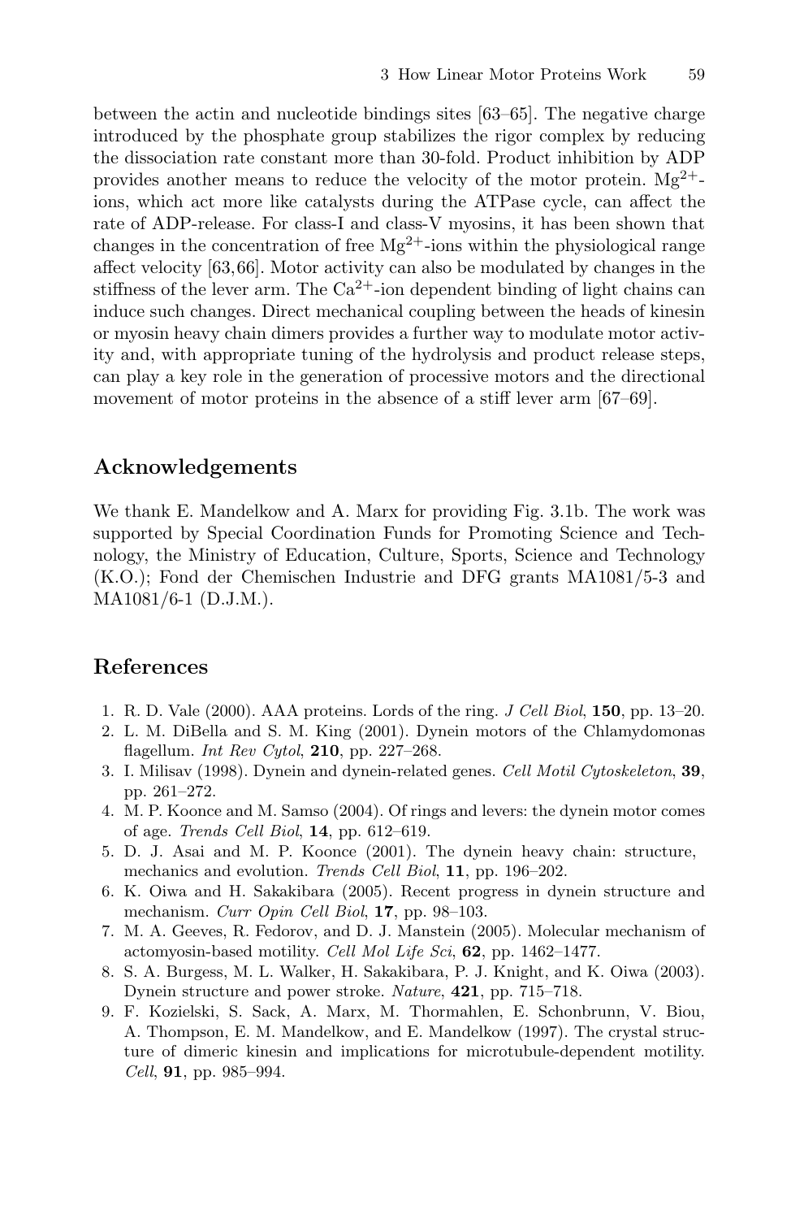between the actin and nucleotide bindings sites [63–65]. The negative charge introduced by the phosphate group stabilizes the rigor complex by reducing the dissociation rate constant more than 30-fold. Product inhibition by ADP provides another means to reduce the velocity of the motor protein. $Mg^{2+}$-ions, which act more like catalysts during the ATPase cycle, can affect the rate of ADP-release. For class-I and class-V myosins, it has been shown that changes in the concentration of free $Mg^{2+}$-ions within the physiological range affect velocity [63,66]. Motor activity can also be modulated by changes in the stiffness of the lever arm. The $Ca^{2+}$-ion dependent binding of light chains can induce such changes. Direct mechanical coupling between the heads of kinesin or myosin heavy chain dimers provides a further way to modulate motor activity and, with appropriate tuning of the hydrolysis and product release steps, can play a key role in the generation of processive motors and the directional movement of motor proteins in the absence of a stiff lever arm [67–69].

## Acknowledgements

We thank E. Mandelkow and A. Marx for providing Fig. 3.1b. The work was supported by Special Coordination Funds for Promoting Science and Technology, the Ministry of Education, Culture, Sports, Science and Technology (K.O.); Fond der Chemischen Industrie and DFG grants MA1081/5-3 and MA1081/6-1 (D.J.M.).

## References

1. R. D. Vale (2000). AAA proteins. Lords of the ring. *J Cell Biol*, **150**, pp. 13–20.
2. L. M. DiBella and S. M. King (2001). Dynein motors of the Chlamydomonas flagellum. *Int Rev Cytol*, **210**, pp. 227–268.
3. I. Milisav (1998). Dynein and dynein-related genes. *Cell Motil Cytoskeleton*, **39**, pp. 261–272.
4. M. P. Koonce and M. Samso (2004). Of rings and levers: the dynein motor comes of age. *Trends Cell Biol*, **14**, pp. 612–619.
5. D. J. Asai and M. P. Koonce (2001). The dynein heavy chain: structure, mechanics and evolution. *Trends Cell Biol*, **11**, pp. 196–202.
6. K. Oiwa and H. Sakakibara (2005). Recent progress in dynein structure and mechanism. *Curr Opin Cell Biol*, **17**, pp. 98–103.
7. M. A. Geeves, R. Fedorov, and D. J. Manstein (2005). Molecular mechanism of actomyosin-based motility. *Cell Mol Life Sci*, **62**, pp. 1462–1477.
8. S. A. Burgess, M. L. Walker, H. Sakakibara, P. J. Knight, and K. Oiwa (2003). Dynein structure and power stroke. *Nature*, **421**, pp. 715–718.
9. F. Kozielski, S. Sack, A. Marx, M. Thormahlen, E. Schonbrunn, V. Biou, A. Thompson, E. M. Mandelkow, and E. Mandelkow (1997). The crystal structure of dimeric kinesin and implications for microtubule-dependent motility. *Cell*, **91**, pp. 985–994.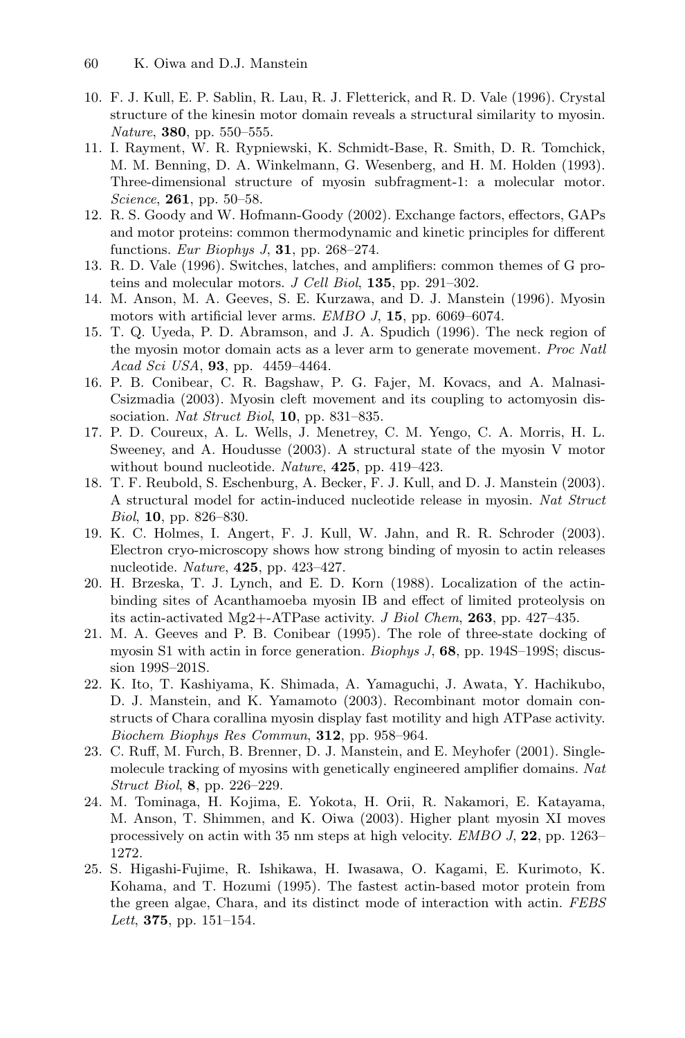10. F. J. Kull, E. P. Sablin, R. Lau, R. J. Fletterick, and R. D. Vale (1996). Crystal structure of the kinesin motor domain reveals a structural similarity to myosin. *Nature*, **380**, pp. 550–555.
11. I. Rayment, W. R. Rypniewski, K. Schmidt-Base, R. Smith, D. R. Tomchick, M. M. Benning, D. A. Winkelmann, G. Wesenberg, and H. M. Holden (1993). Three-dimensional structure of myosin subfragment-1: a molecular motor. *Science*, **261**, pp. 50–58.
12. R. S. Goody and W. Hofmann-Goody (2002). Exchange factors, effectors, GAPs and motor proteins: common thermodynamic and kinetic principles for different functions. *Eur Biophys J*, **31**, pp. 268–274.
13. R. D. Vale (1996). Switches, latches, and amplifiers: common themes of G proteins and molecular motors. *J Cell Biol*, **135**, pp. 291–302.
14. M. Anson, M. A. Geeves, S. E. Kurzawa, and D. J. Manstein (1996). Myosin motors with artificial lever arms. *EMBO J*, **15**, pp. 6069–6074.
15. T. Q. Uyeda, P. D. Abramson, and J. A. Spudich (1996). The neck region of the myosin motor domain acts as a lever arm to generate movement. *Proc Natl Acad Sci USA*, **93**, pp. 4459–4464.
16. P. B. Conibear, C. R. Bagshaw, P. G. Fajer, M. Kovacs, and A. Malnasi-Csizmadia (2003). Myosin cleft movement and its coupling to actomyosin dissociation. *Nat Struct Biol*, **10**, pp. 831–835.
17. P. D. Coureux, A. L. Wells, J. Menetrey, C. M. Yengo, C. A. Morris, H. L. Sweeney, and A. Houdusse (2003). A structural state of the myosin V motor without bound nucleotide. *Nature*, **425**, pp. 419–423.
18. T. F. Reubold, S. Eschenburg, A. Becker, F. J. Kull, and D. J. Manstein (2003). A structural model for actin-induced nucleotide release in myosin. *Nat Struct Biol*, **10**, pp. 826–830.
19. K. C. Holmes, I. Angert, F. J. Kull, W. Jahn, and R. R. Schroder (2003). Electron cryo-microscopy shows how strong binding of myosin to actin releases nucleotide. *Nature*, **425**, pp. 423–427.
20. H. Brzeska, T. J. Lynch, and E. D. Korn (1988). Localization of the actin-binding sites of Acanthamoeba myosin IB and effect of limited proteolysis on its actin-activated Mg2+-ATPase activity. *J Biol Chem*, **263**, pp. 427–435.
21. M. A. Geeves and P. B. Conibear (1995). The role of three-state docking of myosin S1 with actin in force generation. *Biophys J*, **68**, pp. 194S–199S; discussion 199S–201S.
22. K. Ito, T. Kashiyama, K. Shimada, A. Yamaguchi, J. Awata, Y. Hachikubo, D. J. Manstein, and K. Yamamoto (2003). Recombinant motor domain constructs of Chara corallina myosin display fast motility and high ATPase activity. *Biochem Biophys Res Commun*, **312**, pp. 958–964.
23. C. Ruff, M. Furch, B. Brenner, D. J. Manstein, and E. Meyhofer (2001). Single-molecule tracking of myosins with genetically engineered amplifier domains. *Nat Struct Biol*, **8**, pp. 226–229.
24. M. Tominaga, H. Kojima, E. Yokota, H. Orii, R. Nakamori, E. Katayama, M. Anson, T. Shimmen, and K. Oiwa (2003). Higher plant myosin XI moves processively on actin with 35 nm steps at high velocity. *EMBO J*, **22**, pp. 1263–1272.
25. S. Higashi-Fujime, R. Ishikawa, H. Iwasawa, O. Kagami, E. Kurimoto, K. Kohama, and T. Hozumi (1995). The fastest actin-based motor protein from the green algae, Chara, and its distinct mode of interaction with actin. *FEBS Lett*, **375**, pp. 151–154.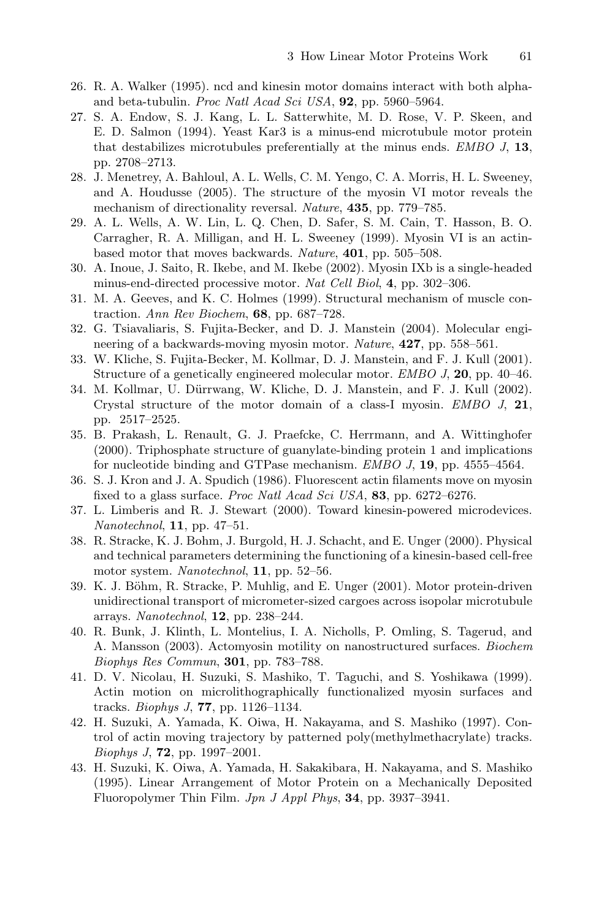26. R. A. Walker (1995). ncd and kinesin motor domains interact with both alpha- and beta-tubulin. *Proc Natl Acad Sci USA*, **92**, pp. 5960–5964.
27. S. A. Endow, S. J. Kang, L. L. Satterwhite, M. D. Rose, V. P. Skeen, and E. D. Salmon (1994). Yeast Kar3 is a minus-end microtubule motor protein that destabilizes microtubules preferentially at the minus ends. *EMBO J*, **13**, pp. 2708–2713.
28. J. Menetrey, A. Bahloul, A. L. Wells, C. M. Yengo, C. A. Morris, H. L. Sweeney, and A. Houdusse (2005). The structure of the myosin VI motor reveals the mechanism of directionality reversal. *Nature*, **435**, pp. 779–785.
29. A. L. Wells, A. W. Lin, L. Q. Chen, D. Safer, S. M. Cain, T. Hasson, B. O. Carragher, R. A. Milligan, and H. L. Sweeney (1999). Myosin VI is an actin-based motor that moves backwards. *Nature*, **401**, pp. 505–508.
30. A. Inoue, J. Saito, R. Ikebe, and M. Ikebe (2002). Myosin IXb is a single-headed minus-end-directed processive motor. *Nat Cell Biol*, **4**, pp. 302–306.
31. M. A. Geeves, and K. C. Holmes (1999). Structural mechanism of muscle contraction. *Ann Rev Biochem*, **68**, pp. 687–728.
32. G. Tsiavaliaris, S. Fujita-Becker, and D. J. Manstein (2004). Molecular engineering of a backwards-moving myosin motor. *Nature*, **427**, pp. 558–561.
33. W. Kliche, S. Fujita-Becker, M. Kollmar, D. J. Manstein, and F. J. Kull (2001). Structure of a genetically engineered molecular motor. *EMBO J*, **20**, pp. 40–46.
34. M. Kollmar, U. Dürrwang, W. Kliche, D. J. Manstein, and F. J. Kull (2002). Crystal structure of the motor domain of a class-I myosin. *EMBO J*, **21**, pp. 2517–2525.
35. B. Prakash, L. Renault, G. J. Praefcke, C. Herrmann, and A. Wittinghofer (2000). Triphosphate structure of guanylate-binding protein 1 and implications for nucleotide binding and GTPase mechanism. *EMBO J*, **19**, pp. 4555–4564.
36. S. J. Kron and J. A. Spudich (1986). Fluorescent actin filaments move on myosin fixed to a glass surface. *Proc Natl Acad Sci USA*, **83**, pp. 6272–6276.
37. L. Limberis and R. J. Stewart (2000). Toward kinesin-powered microdevices. *Nanotechnol*, **11**, pp. 47–51.
38. R. Stracke, K. J. Bohm, J. Burgold, H. J. Schacht, and E. Unger (2000). Physical and technical parameters determining the functioning of a kinesin-based cell-free motor system. *Nanotechnol*, **11**, pp. 52–56.
39. K. J. Böhm, R. Stracke, P. Muhlig, and E. Unger (2001). Motor protein-driven unidirectional transport of micrometer-sized cargoes across isopolar microtubule arrays. *Nanotechnol*, **12**, pp. 238–244.
40. R. Bunk, J. Klinth, L. Montelius, I. A. Nicholls, P. Omling, S. Tagerud, and A. Mansson (2003). Actomyosin motility on nanostructured surfaces. *Biochem Biophys Res Commun*, **301**, pp. 783–788.
41. D. V. Nicolau, H. Suzuki, S. Mashiko, T. Taguchi, and S. Yoshikawa (1999). Actin motion on microlithographically functionalized myosin surfaces and tracks. *Biophys J*, **77**, pp. 1126–1134.
42. H. Suzuki, A. Yamada, K. Oiwa, H. Nakayama, and S. Mashiko (1997). Control of actin moving trajectory by patterned poly(methylmethacrylate) tracks. *Biophys J*, **72**, pp. 1997–2001.
43. H. Suzuki, K. Oiwa, A. Yamada, H. Sakakibara, H. Nakayama, and S. Mashiko (1995). Linear Arrangement of Motor Protein on a Mechanically Deposited Fluoropolymer Thin Film. *Jpn J Appl Phys*, **34**, pp. 3937–3941.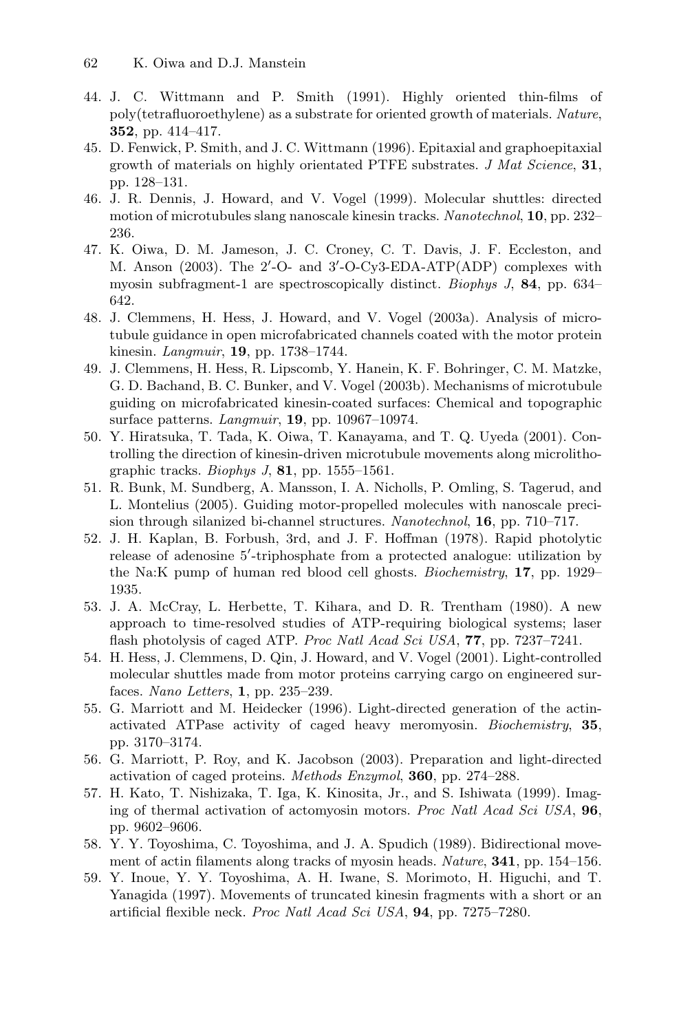44. J. C. Wittmann and P. Smith (1991). Highly oriented thin-films of poly(tetrafluoroethylene) as a substrate for oriented growth of materials. *Nature*, **352**, pp. 414–417.
45. D. Fenwick, P. Smith, and J. C. Wittmann (1996). Epitaxial and graphoepitaxial growth of materials on highly orientated PTFE substrates. *J Mat Science*, **31**, pp. 128–131.
46. J. R. Dennis, J. Howard, and V. Vogel (1999). Molecular shuttles: directed motion of microtubules slang nanoscale kinesin tracks. *Nanotechnol*, **10**, pp. 232–236.
47. K. Oiwa, D. M. Jameson, J. C. Croney, C. T. Davis, J. F. Eccleston, and M. Anson (2003). The 2′-O- and 3′-O-Cy3-EDA-ATP(ADP) complexes with myosin subfragment-1 are spectroscopically distinct. *Biophys J*, **84**, pp. 634–642.
48. J. Clemmens, H. Hess, J. Howard, and V. Vogel (2003a). Analysis of microtubule guidance in open microfabricated channels coated with the motor protein kinesin. *Langmuir*, **19**, pp. 1738–1744.
49. J. Clemmens, H. Hess, R. Lipscomb, Y. Hanein, K. F. Bohringer, C. M. Matzke, G. D. Bachand, B. C. Bunker, and V. Vogel (2003b). Mechanisms of microtubule guiding on microfabricated kinesin-coated surfaces: Chemical and topographic surface patterns. *Langmuir*, **19**, pp. 10967–10974.
50. Y. Hiratsuka, T. Tada, K. Oiwa, T. Kanayama, and T. Q. Uyeda (2001). Controlling the direction of kinesin-driven microtubule movements along microlithographic tracks. *Biophys J*, **81**, pp. 1555–1561.
51. R. Bunk, M. Sundberg, A. Mansson, I. A. Nicholls, P. Omling, S. Tagerud, and L. Montelius (2005). Guiding motor-propelled molecules with nanoscale precision through silanized bi-channel structures. *Nanotechnol*, **16**, pp. 710–717.
52. J. H. Kaplan, B. Forbush, 3rd, and J. F. Hoffman (1978). Rapid photolytic release of adenosine 5′-triphosphate from a protected analogue: utilization by the Na:K pump of human red blood cell ghosts. *Biochemistry*, **17**, pp. 1929–1935.
53. J. A. McCray, L. Herbette, T. Kihara, and D. R. Trentham (1980). A new approach to time-resolved studies of ATP-requiring biological systems; laser flash photolysis of caged ATP. *Proc Natl Acad Sci USA*, **77**, pp. 7237–7241.
54. H. Hess, J. Clemmens, D. Qin, J. Howard, and V. Vogel (2001). Light-controlled molecular shuttles made from motor proteins carrying cargo on engineered surfaces. *Nano Letters*, **1**, pp. 235–239.
55. G. Marriott and M. Heidecker (1996). Light-directed generation of the actin-activated ATPase activity of caged heavy meromyosin. *Biochemistry*, **35**, pp. 3170–3174.
56. G. Marriott, P. Roy, and K. Jacobson (2003). Preparation and light-directed activation of caged proteins. *Methods Enzymol*, **360**, pp. 274–288.
57. H. Kato, T. Nishizaka, T. Iga, K. Kinosita, Jr., and S. Ishiwata (1999). Imaging of thermal activation of actomyosin motors. *Proc Natl Acad Sci USA*, **96**, pp. 9602–9606.
58. Y. Y. Toyoshima, C. Toyoshima, and J. A. Spudich (1989). Bidirectional movement of actin filaments along tracks of myosin heads. *Nature*, **341**, pp. 154–156.
59. Y. Inoue, Y. Y. Toyoshima, A. H. Iwane, S. Morimoto, H. Higuchi, and T. Yanagida (1997). Movements of truncated kinesin fragments with a short or an artificial flexible neck. *Proc Natl Acad Sci USA*, **94**, pp. 7275–7280.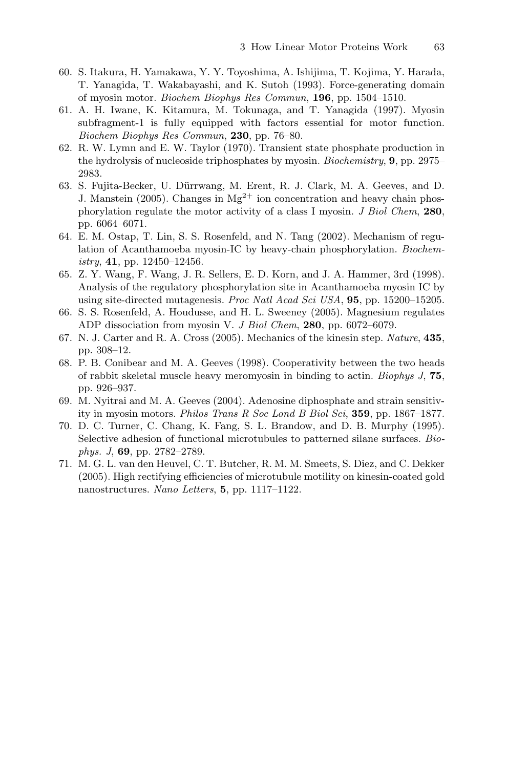60. S. Itakura, H. Yamakawa, Y. Y. Toyoshima, A. Ishijima, T. Kojima, Y. Harada, T. Yanagida, T. Wakabayashi, and K. Sutoh (1993). Force-generating domain of myosin motor. *Biochem Biophys Res Commun*, **196**, pp. 1504–1510.
61. A. H. Iwane, K. Kitamura, M. Tokunaga, and T. Yanagida (1997). Myosin subfragment-1 is fully equipped with factors essential for motor function. *Biochem Biophys Res Commun*, **230**, pp. 76–80.
62. R. W. Lymn and E. W. Taylor (1970). Transient state phosphate production in the hydrolysis of nucleoside triphosphates by myosin. *Biochemistry*, **9**, pp. 2975–2983.
63. S. Fujita-Becker, U. Dürrwang, M. Erent, R. J. Clark, M. A. Geeves, and D. J. Manstein (2005). Changes in $Mg^{2+}$ ion concentration and heavy chain phosphorylation regulate the motor activity of a class I myosin. *J Biol Chem*, **280**, pp. 6064–6071.
64. E. M. Ostap, T. Lin, S. S. Rosenfeld, and N. Tang (2002). Mechanism of regulation of Acanthamoeba myosin-IC by heavy-chain phosphorylation. *Biochemistry*, **41**, pp. 12450–12456.
65. Z. Y. Wang, F. Wang, J. R. Sellers, E. D. Korn, and J. A. Hammer, 3rd (1998). Analysis of the regulatory phosphorylation site in Acanthamoeba myosin IC by using site-directed mutagenesis. *Proc Natl Acad Sci USA*, **95**, pp. 15200–15205.
66. S. S. Rosenfeld, A. Houdusse, and H. L. Sweeney (2005). Magnesium regulates ADP dissociation from myosin V. *J Biol Chem*, **280**, pp. 6072–6079.
67. N. J. Carter and R. A. Cross (2005). Mechanics of the kinesin step. *Nature*, **435**, pp. 308–12.
68. P. B. Conibear and M. A. Geeves (1998). Cooperativity between the two heads of rabbit skeletal muscle heavy meromyosin in binding to actin. *Biophys J*, **75**, pp. 926–937.
69. M. Nyitrai and M. A. Geeves (2004). Adenosine diphosphate and strain sensitivity in myosin motors. *Philos Trans R Soc Lond B Biol Sci*, **359**, pp. 1867–1877.
70. D. C. Turner, C. Chang, K. Fang, S. L. Brandow, and D. B. Murphy (1995). Selective adhesion of functional microtubules to patterned silane surfaces. *Biophys. J*, **69**, pp. 2782–2789.
71. M. G. L. van den Heuvel, C. T. Butcher, R. M. M. Smeets, S. Diez, and C. Dekker (2005). High rectifying efficiencies of microtubule motility on kinesin-coated gold nanostructures. *Nano Letters*, **5**, pp. 1117–1122.